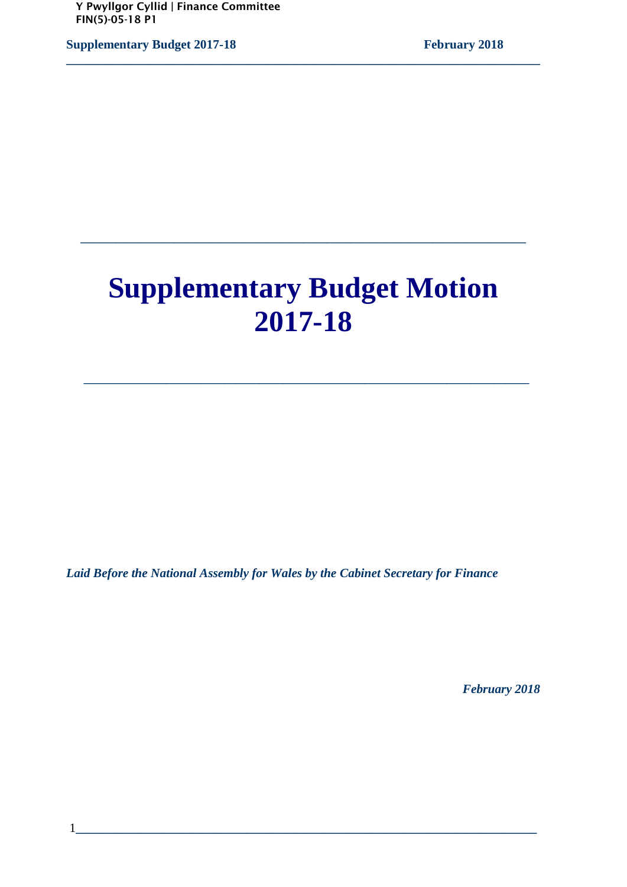Y Pwyllgor Cyllid | Finance Committee
FIN(5)-05-18 P1

# Supplementary Budget Motion 2017-18

*Laid Before the National Assembly for Wales by the Cabinet Secretary for Finance*

*February 2018*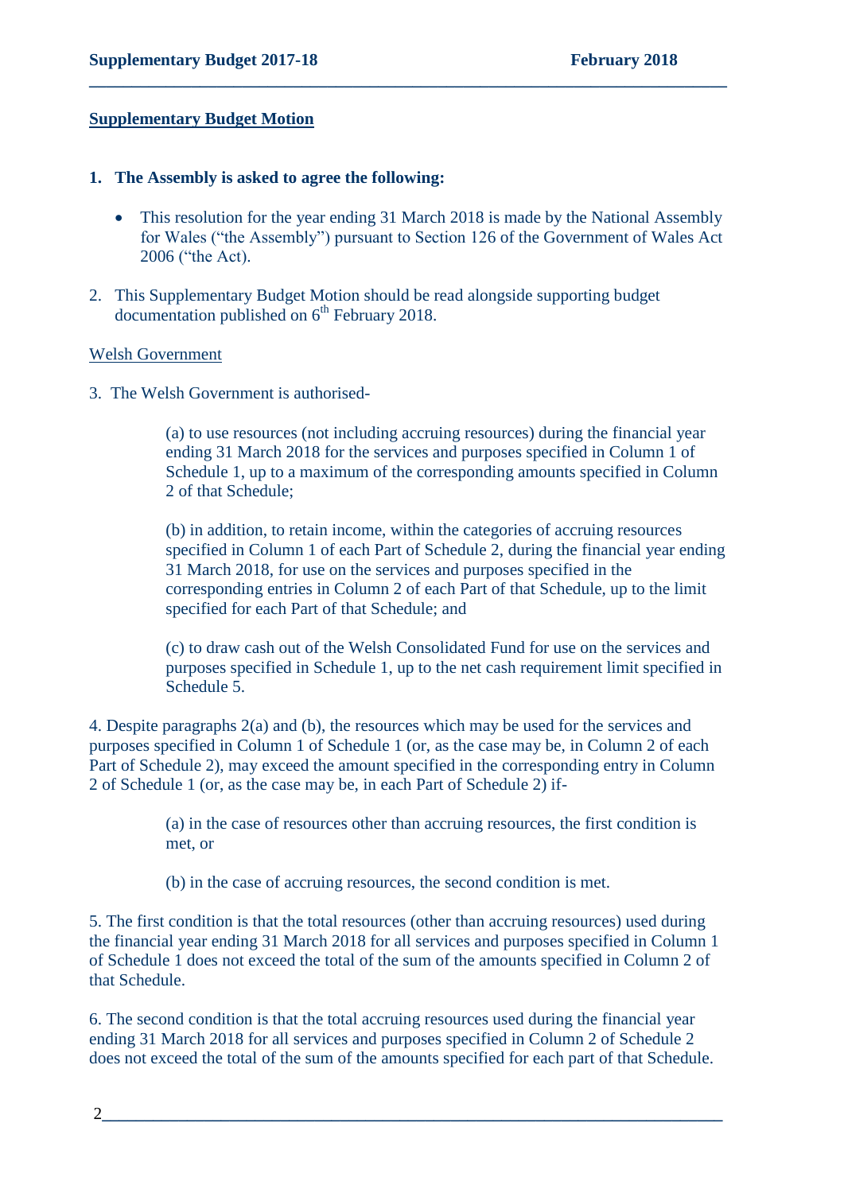**Supplementary Budget Motion**

1. **The Assembly is asked to agree the following:**

   - This resolution for the year ending 31 March 2018 is made by the National Assembly for Wales ("the Assembly") pursuant to Section 126 of the Government of Wales Act 2006 ("the Act).

2. This Supplementary Budget Motion should be read alongside supporting budget documentation published on 6th February 2018.

Welsh Government

3. The Welsh Government is authorised-

   (a) to use resources (not including accruing resources) during the financial year ending 31 March 2018 for the services and purposes specified in Column 1 of Schedule 1, up to a maximum of the corresponding amounts specified in Column 2 of that Schedule;

   (b) in addition, to retain income, within the categories of accruing resources specified in Column 1 of each Part of Schedule 2, during the financial year ending 31 March 2018, for use on the services and purposes specified in the corresponding entries in Column 2 of each Part of that Schedule, up to the limit specified for each Part of that Schedule; and

   (c) to draw cash out of the Welsh Consolidated Fund for use on the services and purposes specified in Schedule 1, up to the net cash requirement limit specified in Schedule 5.

4. Despite paragraphs 2(a) and (b), the resources which may be used for the services and purposes specified in Column 1 of Schedule 1 (or, as the case may be, in Column 2 of each Part of Schedule 2), may exceed the amount specified in the corresponding entry in Column 2 of Schedule 1 (or, as the case may be, in each Part of Schedule 2) if-

   (a) in the case of resources other than accruing resources, the first condition is met, or

   (b) in the case of accruing resources, the second condition is met.

5. The first condition is that the total resources (other than accruing resources) used during the financial year ending 31 March 2018 for all services and purposes specified in Column 1 of Schedule 1 does not exceed the total of the sum of the amounts specified in Column 2 of that Schedule.

6. The second condition is that the total accruing resources used during the financial year ending 31 March 2018 for all services and purposes specified in Column 2 of Schedule 2 does not exceed the total of the sum of the amounts specified for each part of that Schedule.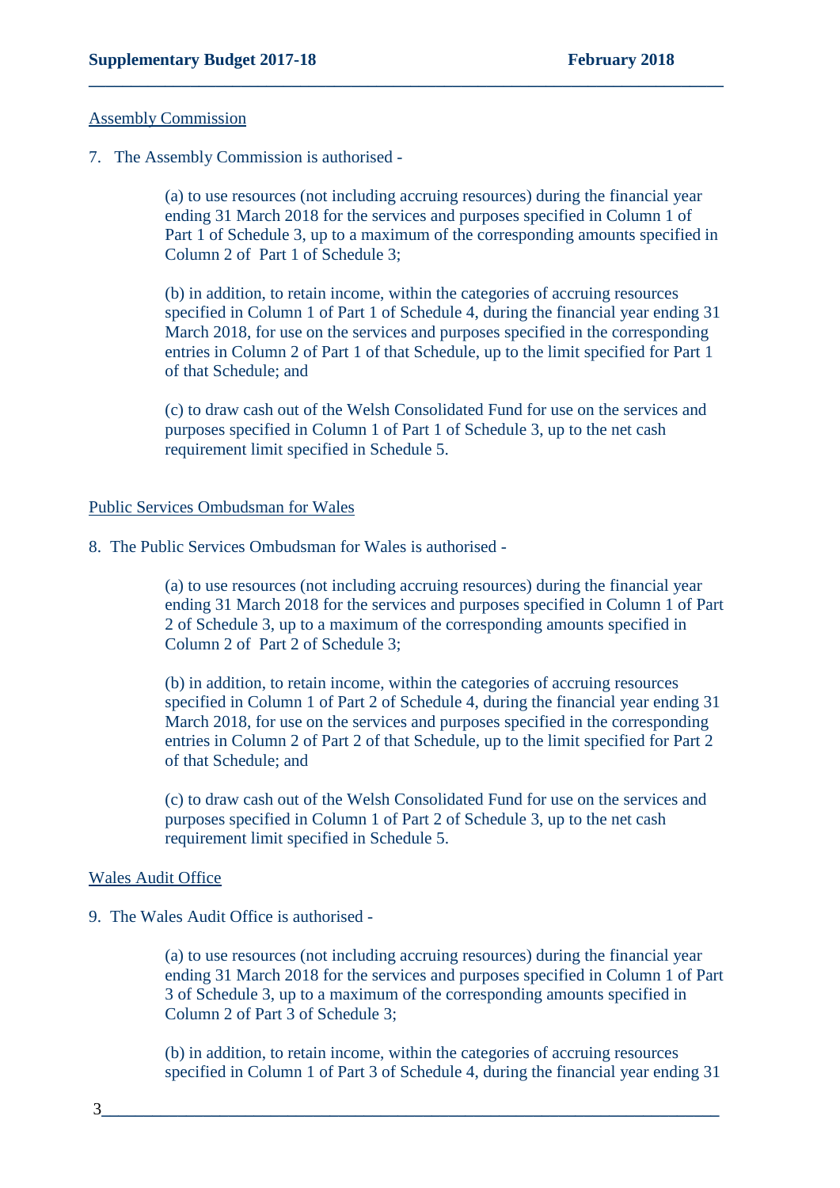Assembly Commission

7. The Assembly Commission is authorised -

(a) to use resources (not including accruing resources) during the financial year ending 31 March 2018 for the services and purposes specified in Column 1 of Part 1 of Schedule 3, up to a maximum of the corresponding amounts specified in Column 2 of Part 1 of Schedule 3;

(b) in addition, to retain income, within the categories of accruing resources specified in Column 1 of Part 1 of Schedule 4, during the financial year ending 31 March 2018, for use on the services and purposes specified in the corresponding entries in Column 2 of Part 1 of that Schedule, up to the limit specified for Part 1 of that Schedule; and

(c) to draw cash out of the Welsh Consolidated Fund for use on the services and purposes specified in Column 1 of Part 1 of Schedule 3, up to the net cash requirement limit specified in Schedule 5.

Public Services Ombudsman for Wales

8. The Public Services Ombudsman for Wales is authorised -

(a) to use resources (not including accruing resources) during the financial year ending 31 March 2018 for the services and purposes specified in Column 1 of Part 2 of Schedule 3, up to a maximum of the corresponding amounts specified in Column 2 of Part 2 of Schedule 3;

(b) in addition, to retain income, within the categories of accruing resources specified in Column 1 of Part 2 of Schedule 4, during the financial year ending 31 March 2018, for use on the services and purposes specified in the corresponding entries in Column 2 of Part 2 of that Schedule, up to the limit specified for Part 2 of that Schedule; and

(c) to draw cash out of the Welsh Consolidated Fund for use on the services and purposes specified in Column 1 of Part 2 of Schedule 3, up to the net cash requirement limit specified in Schedule 5.

Wales Audit Office

9. The Wales Audit Office is authorised -

(a) to use resources (not including accruing resources) during the financial year ending 31 March 2018 for the services and purposes specified in Column 1 of Part 3 of Schedule 3, up to a maximum of the corresponding amounts specified in Column 2 of Part 3 of Schedule 3;

(b) in addition, to retain income, within the categories of accruing resources specified in Column 1 of Part 3 of Schedule 4, during the financial year ending 31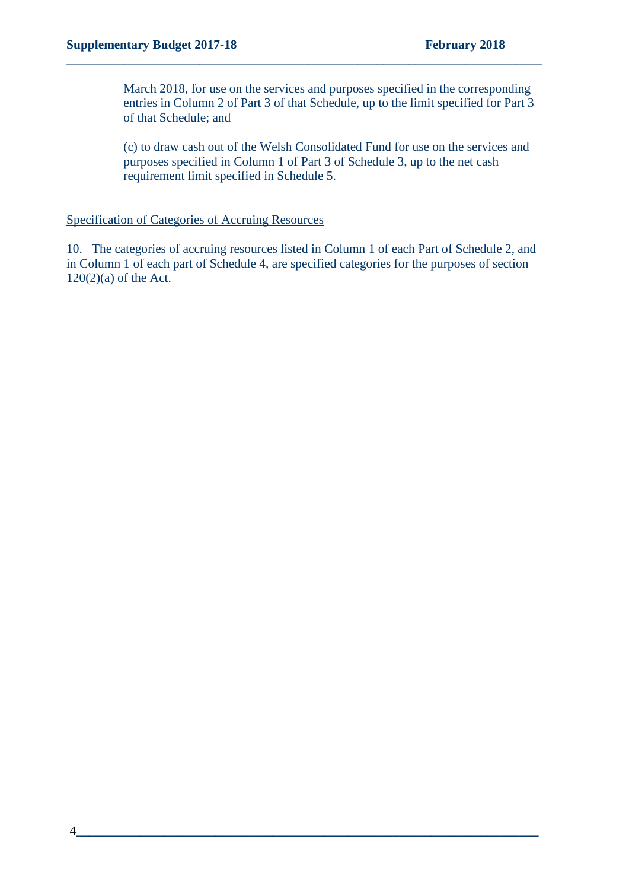March 2018, for use on the services and purposes specified in the corresponding entries in Column 2 of Part 3 of that Schedule, up to the limit specified for Part 3 of that Schedule; and

(c) to draw cash out of the Welsh Consolidated Fund for use on the services and purposes specified in Column 1 of Part 3 of Schedule 3, up to the net cash requirement limit specified in Schedule 5.

Specification of Categories of Accruing Resources

10. The categories of accruing resources listed in Column 1 of each Part of Schedule 2, and in Column 1 of each part of Schedule 4, are specified categories for the purposes of section 120(2)(a) of the Act.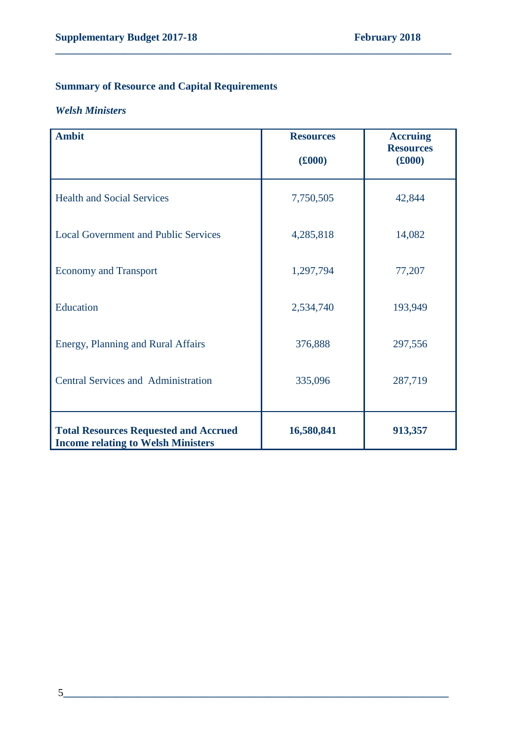## Summary of Resource and Capital Requirements

***Welsh Ministers***

| Ambit | Resources (£000) | Accruing Resources (£000) |
|---|---|---|
| Health and Social Services | 7,750,505 | 42,844 |
| Local Government and Public Services | 4,285,818 | 14,082 |
| Economy and Transport | 1,297,794 | 77,207 |
| Education | 2,534,740 | 193,949 |
| Energy, Planning and Rural Affairs | 376,888 | 297,556 |
| Central Services and Administration | 335,096 | 287,719 |
| **Total Resources Requested and Accrued Income relating to Welsh Ministers** | **16,580,841** | **913,357** |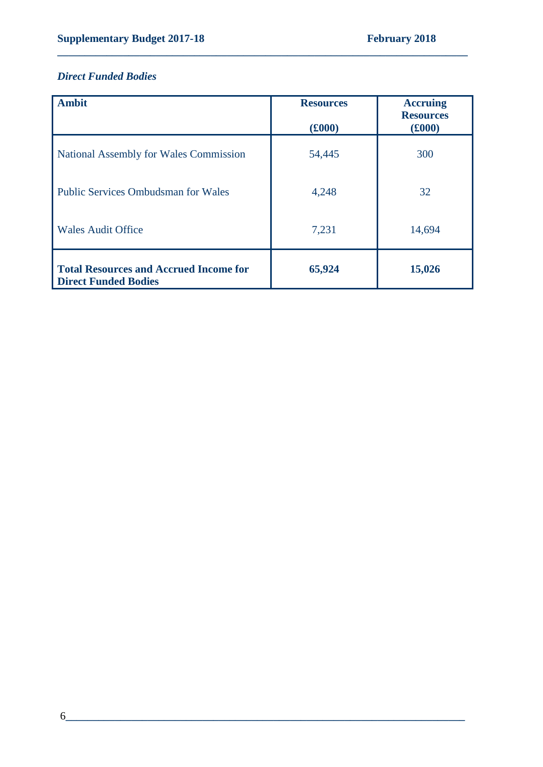*Direct Funded Bodies*

| Ambit | Resources (£000) | Accruing Resources (£000) |
|---|---|---|
| National Assembly for Wales Commission | 54,445 | 300 |
| Public Services Ombudsman for Wales | 4,248 | 32 |
| Wales Audit Office | 7,231 | 14,694 |
| **Total Resources and Accrued Income for Direct Funded Bodies** | **65,924** | **15,026** |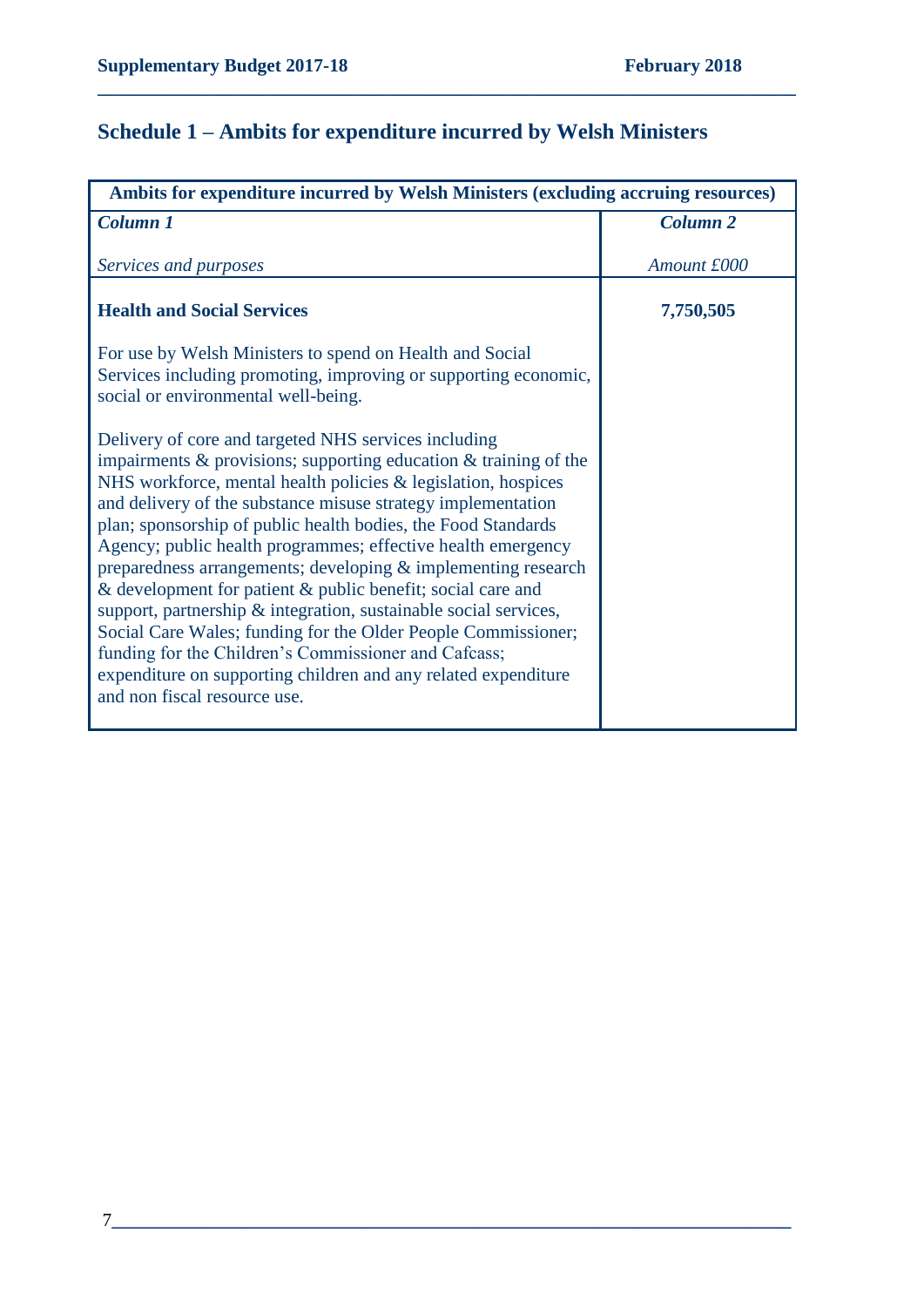## Schedule 1 – Ambits for expenditure incurred by Welsh Ministers

| Ambits for expenditure incurred by Welsh Ministers (excluding accruing resources) | |
|---|---|
| ***Column 1*** <br><br> *Services and purposes* | ***Column 2*** <br><br> *Amount £000* |
| **Health and Social Services** <br><br> For use by Welsh Ministers to spend on Health and Social Services including promoting, improving or supporting economic, social or environmental well-being. <br><br> Delivery of core and targeted NHS services including impairments & provisions; supporting education & training of the NHS workforce, mental health policies & legislation, hospices and delivery of the substance misuse strategy implementation plan; sponsorship of public health bodies, the Food Standards Agency; public health programmes; effective health emergency preparedness arrangements; developing & implementing research & development for patient & public benefit; social care and support, partnership & integration, sustainable social services, Social Care Wales; funding for the Older People Commissioner; funding for the Children's Commissioner and Cafcass; expenditure on supporting children and any related expenditure and non fiscal resource use. | **7,750,505** |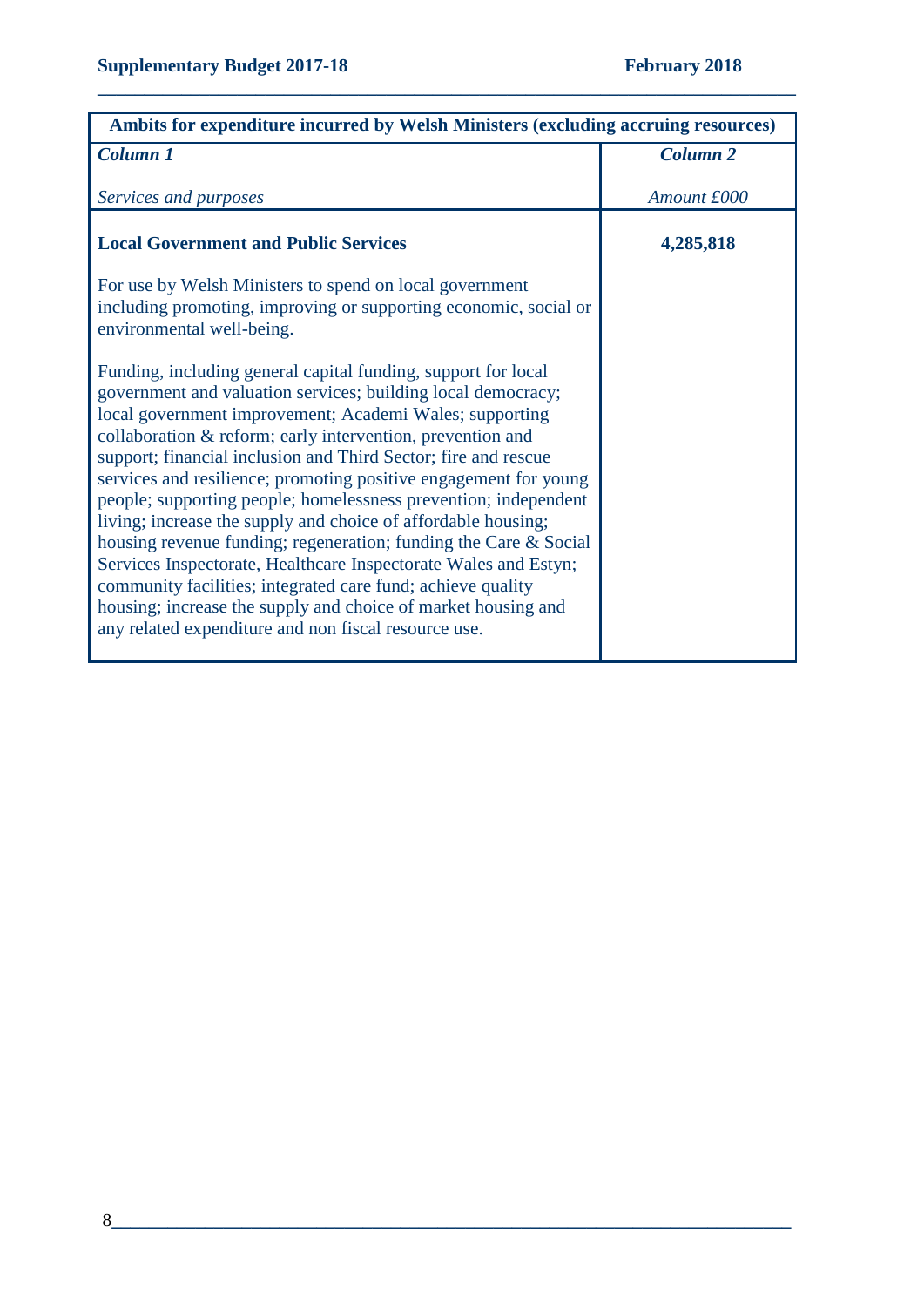| Ambits for expenditure incurred by Welsh Ministers (excluding accruing resources) | |
|---|---|
| ***Column 1*** | ***Column 2*** |
| *Services and purposes* | *Amount £000* |
| **Local Government and Public Services**<br><br>For use by Welsh Ministers to spend on local government including promoting, improving or supporting economic, social or environmental well-being.<br><br>Funding, including general capital funding, support for local government and valuation services; building local democracy; local government improvement; Academi Wales; supporting collaboration & reform; early intervention, prevention and support; financial inclusion and Third Sector; fire and rescue services and resilience; promoting positive engagement for young people; supporting people; homelessness prevention; independent living; increase the supply and choice of affordable housing; housing revenue funding; regeneration; funding the Care & Social Services Inspectorate, Healthcare Inspectorate Wales and Estyn; community facilities; integrated care fund; achieve quality housing; increase the supply and choice of market housing and any related expenditure and non fiscal resource use. | **4,285,818** |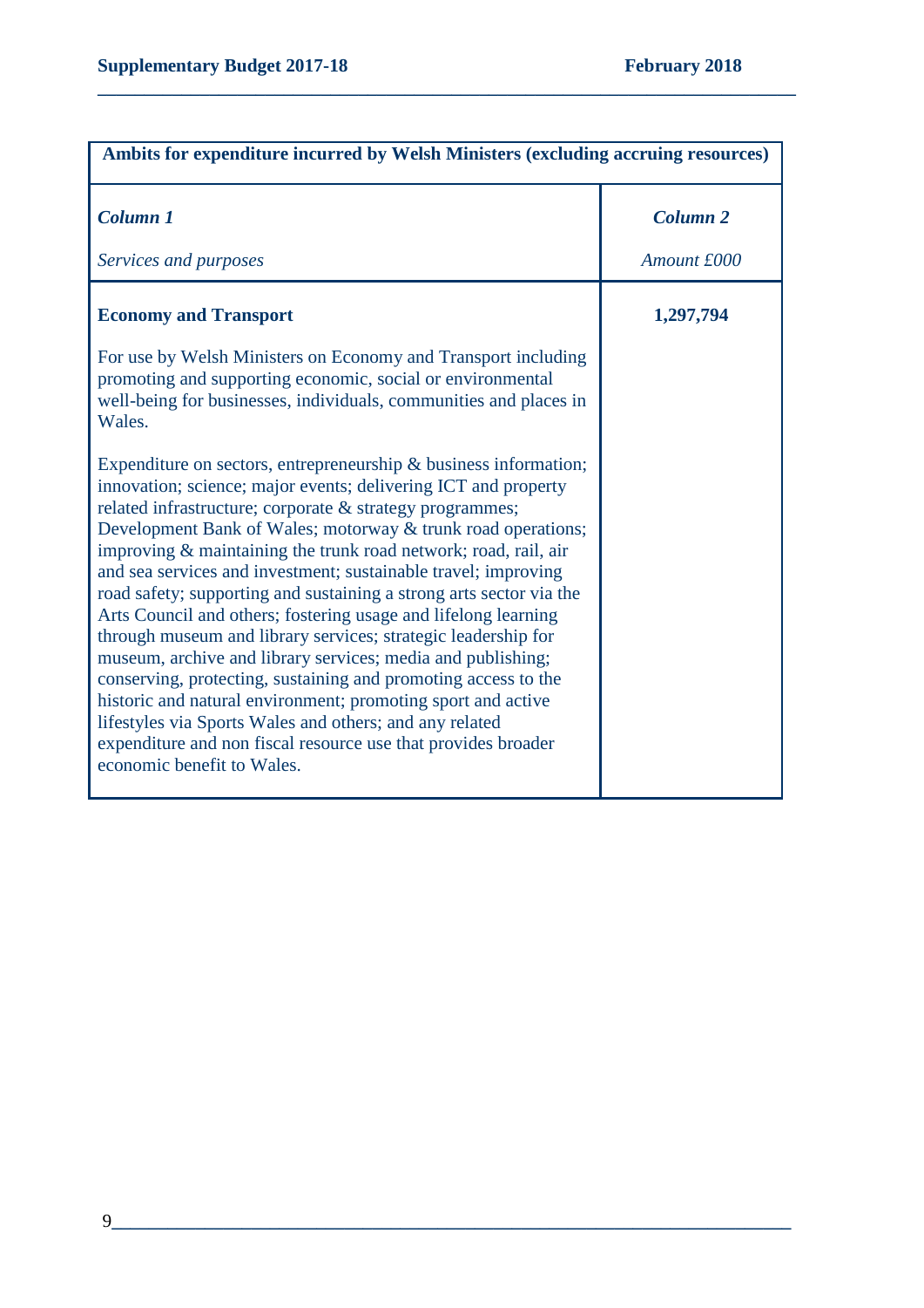| **Ambits for expenditure incurred by Welsh Ministers (excluding accruing resources)** | |
|---|---|
| ***Column 1***<br><br>*Services and purposes* | ***Column 2***<br><br>*Amount £000* |
| **Economy and Transport**<br><br>For use by Welsh Ministers on Economy and Transport including promoting and supporting economic, social or environmental well-being for businesses, individuals, communities and places in Wales.<br><br>Expenditure on sectors, entrepreneurship & business information; innovation; science; major events; delivering ICT and property related infrastructure; corporate & strategy programmes; Development Bank of Wales; motorway & trunk road operations; improving & maintaining the trunk road network; road, rail, air and sea services and investment; sustainable travel; improving road safety; supporting and sustaining a strong arts sector via the Arts Council and others; fostering usage and lifelong learning through museum and library services; strategic leadership for museum, archive and library services; media and publishing; conserving, protecting, sustaining and promoting access to the historic and natural environment; promoting sport and active lifestyles via Sports Wales and others; and any related expenditure and non fiscal resource use that provides broader economic benefit to Wales. | **1,297,794** |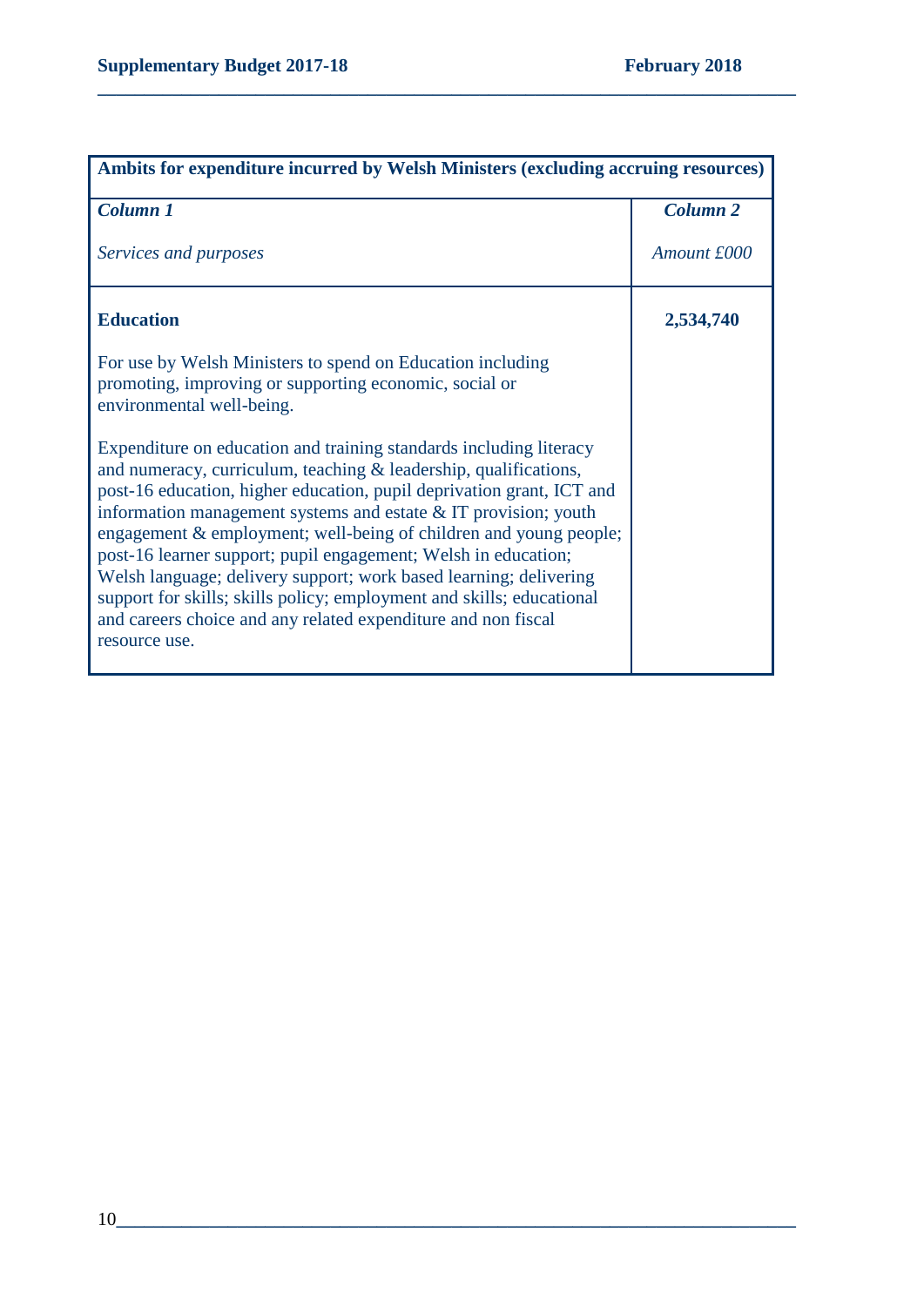| Ambits for expenditure incurred by Welsh Ministers (excluding accruing resources) | |
|---|---|
| ***Column 1*** <br><br> *Services and purposes* | ***Column 2*** <br><br> *Amount £000* |
| **Education** <br><br> For use by Welsh Ministers to spend on Education including promoting, improving or supporting economic, social or environmental well-being. <br><br> Expenditure on education and training standards including literacy and numeracy, curriculum, teaching & leadership, qualifications, post-16 education, higher education, pupil deprivation grant, ICT and information management systems and estate & IT provision; youth engagement & employment; well-being of children and young people; post-16 learner support; pupil engagement; Welsh in education; Welsh language; delivery support; work based learning; delivering support for skills; skills policy; employment and skills; educational and careers choice and any related expenditure and non fiscal resource use. | **2,534,740** |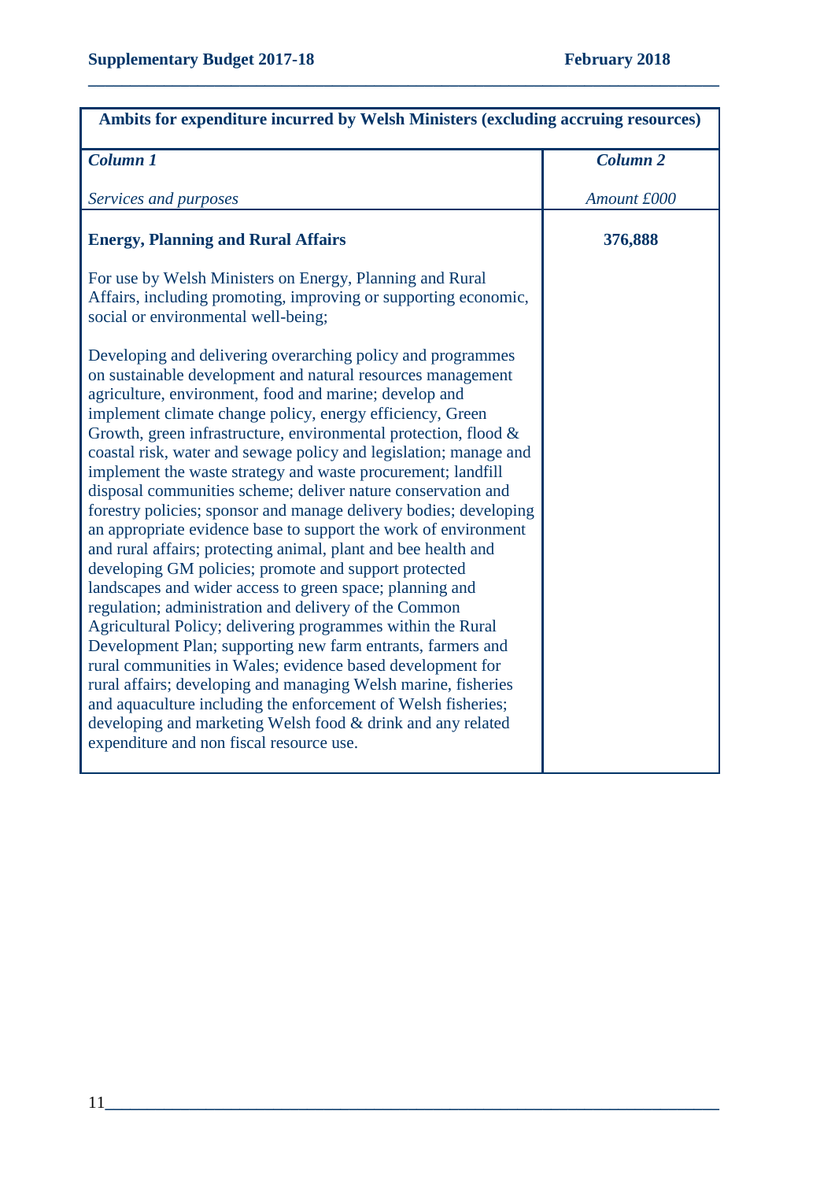| Ambits for expenditure incurred by Welsh Ministers (excluding accruing resources) | |
|---|---|
| ***Column 1*** | ***Column 2*** |
| *Services and purposes* | *Amount £000* |
| **Energy, Planning and Rural Affairs** | **376,888** |
| For use by Welsh Ministers on Energy, Planning and Rural Affairs, including promoting, improving or supporting economic, social or environmental well-being; | |
| Developing and delivering overarching policy and programmes on sustainable development and natural resources management agriculture, environment, food and marine; develop and implement climate change policy, energy efficiency, Green Growth, green infrastructure, environmental protection, flood & coastal risk, water and sewage policy and legislation; manage and implement the waste strategy and waste procurement; landfill disposal communities scheme; deliver nature conservation and forestry policies; sponsor and manage delivery bodies; developing an appropriate evidence base to support the work of environment and rural affairs; protecting animal, plant and bee health and developing GM policies; promote and support protected landscapes and wider access to green space; planning and regulation; administration and delivery of the Common Agricultural Policy; delivering programmes within the Rural Development Plan; supporting new farm entrants, farmers and rural communities in Wales; evidence based development for rural affairs; developing and managing Welsh marine, fisheries and aquaculture including the enforcement of Welsh fisheries; developing and marketing Welsh food & drink and any related expenditure and non fiscal resource use. | |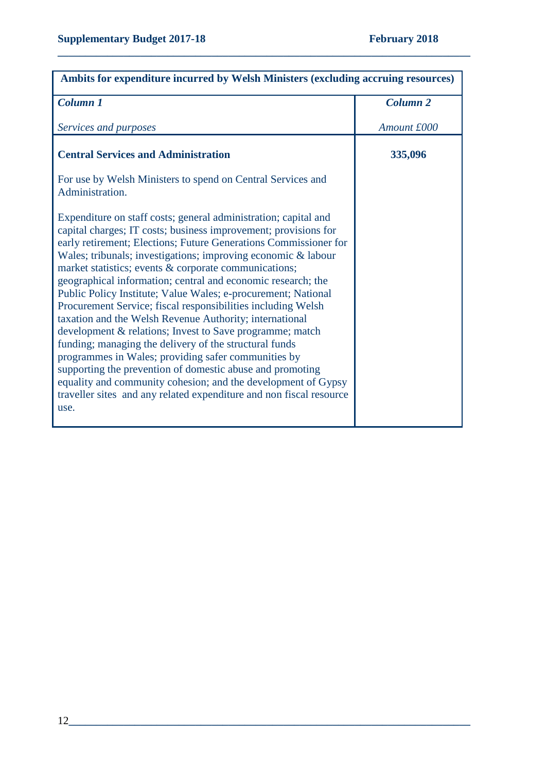| Ambits for expenditure incurred by Welsh Ministers (excluding accruing resources) | |
|---|---|
| ***Column 1*** <br><br> *Services and purposes* | ***Column 2*** <br><br> *Amount £000* |
| **Central Services and Administration** <br><br> For use by Welsh Ministers to spend on Central Services and Administration. <br><br> Expenditure on staff costs; general administration; capital and capital charges; IT costs; business improvement; provisions for early retirement; Elections; Future Generations Commissioner for Wales; tribunals; investigations; improving economic & labour market statistics; events & corporate communications; geographical information; central and economic research; the Public Policy Institute; Value Wales; e-procurement; National Procurement Service; fiscal responsibilities including Welsh taxation and the Welsh Revenue Authority; international development & relations; Invest to Save programme; match funding; managing the delivery of the structural funds programmes in Wales; providing safer communities by supporting the prevention of domestic abuse and promoting equality and community cohesion; and the development of Gypsy traveller sites and any related expenditure and non fiscal resource use. | **335,096** |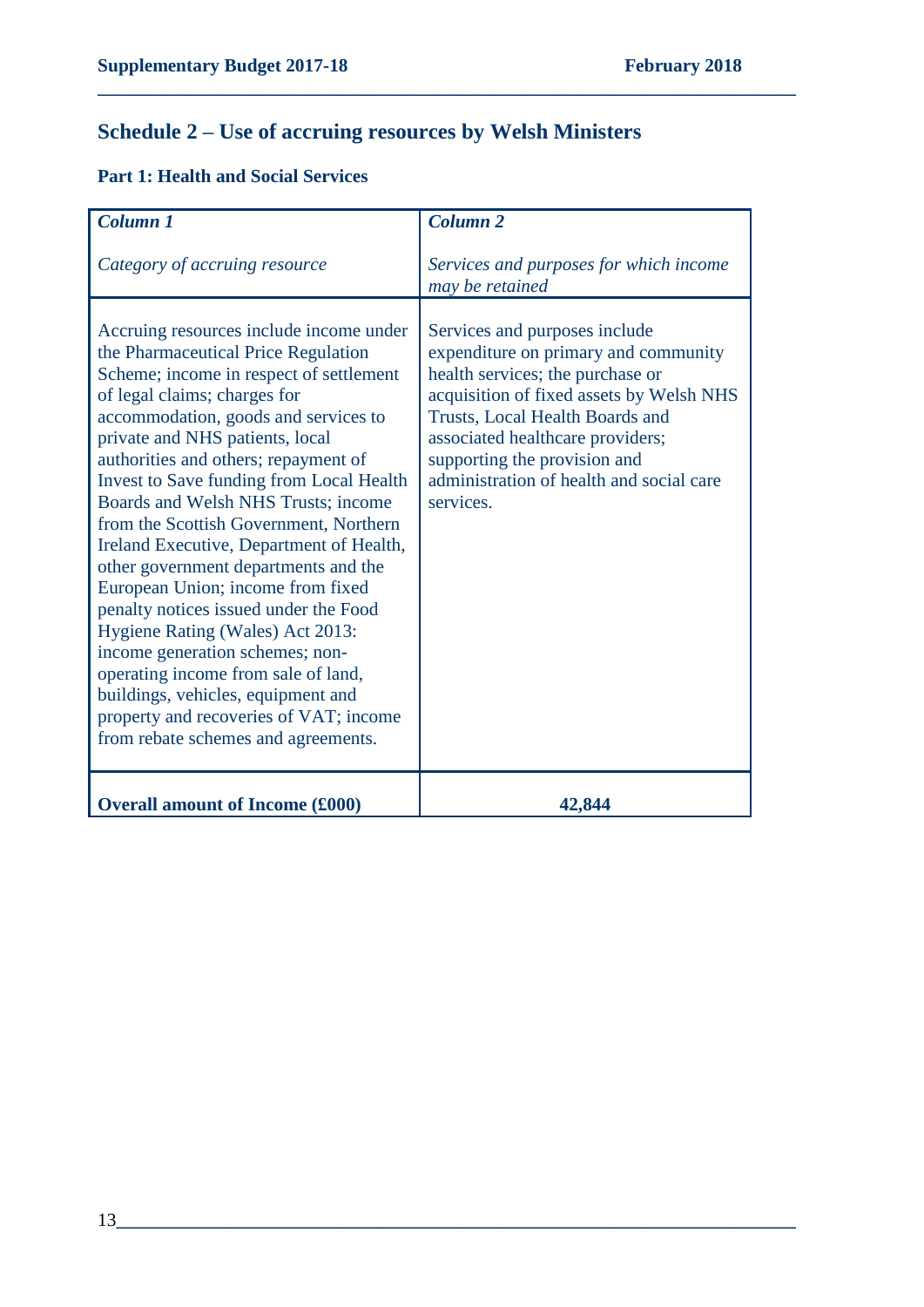## Schedule 2 – Use of accruing resources by Welsh Ministers

### Part 1: Health and Social Services

| *Column 1*<br><br>*Category of accruing resource* | *Column 2*<br><br>*Services and purposes for which income may be retained* |
|---|---|
| Accruing resources include income under the Pharmaceutical Price Regulation Scheme; income in respect of settlement of legal claims; charges for accommodation, goods and services to private and NHS patients, local authorities and others; repayment of Invest to Save funding from Local Health Boards and Welsh NHS Trusts; income from the Scottish Government, Northern Ireland Executive, Department of Health, other government departments and the European Union; income from fixed penalty notices issued under the Food Hygiene Rating (Wales) Act 2013: income generation schemes; non-operating income from sale of land, buildings, vehicles, equipment and property and recoveries of VAT; income from rebate schemes and agreements. | Services and purposes include expenditure on primary and community health services; the purchase or acquisition of fixed assets by Welsh NHS Trusts, Local Health Boards and associated healthcare providers; supporting the provision and administration of health and social care services. |
| **Overall amount of Income (£000)** | **42,844** |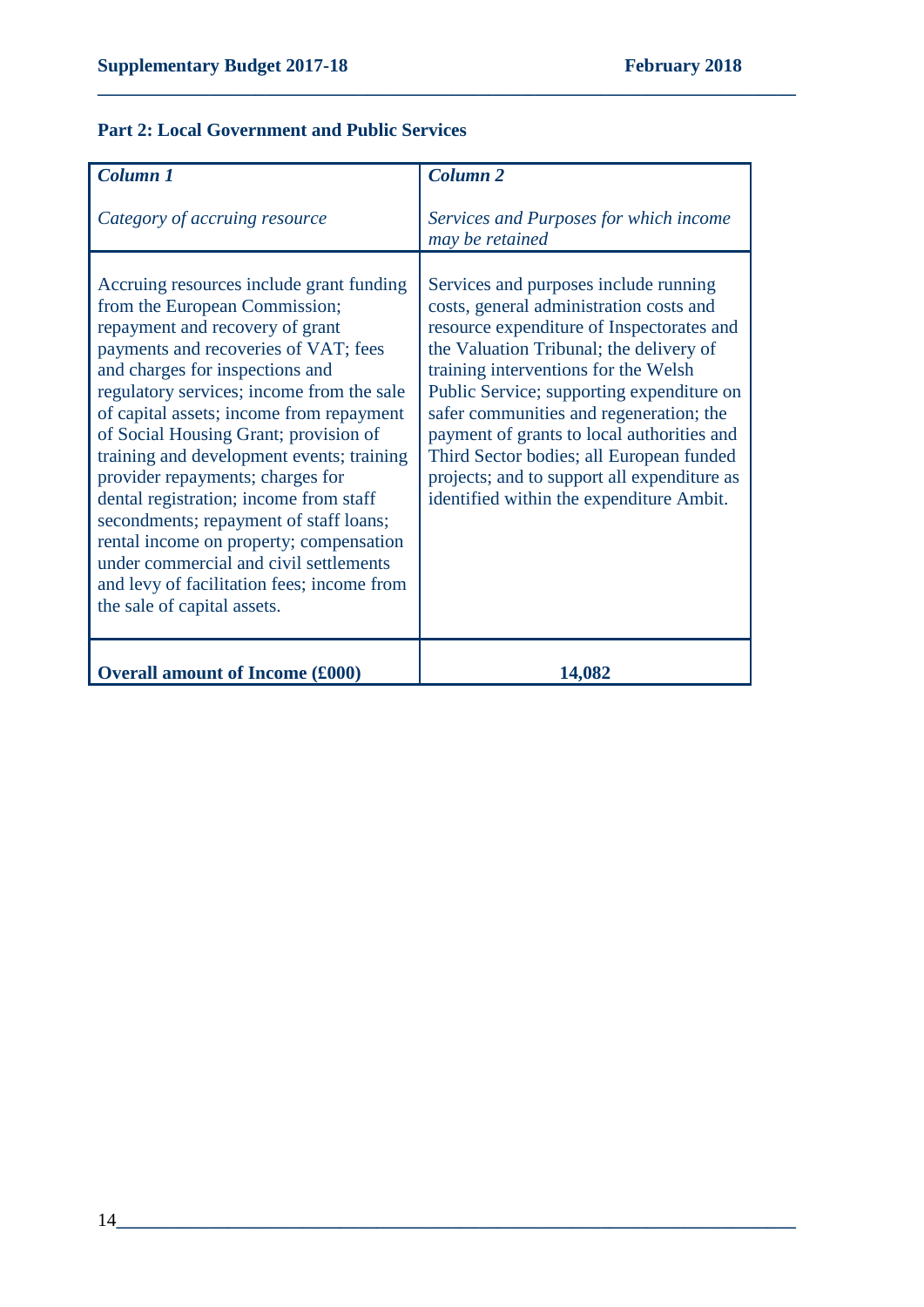**Part 2: Local Government and Public Services**

| *Column 1*<br><br>*Category of accruing resource* | *Column 2*<br><br>*Services and Purposes for which income may be retained* |
|---|---|
| Accruing resources include grant funding from the European Commission; repayment and recovery of grant payments and recoveries of VAT; fees and charges for inspections and regulatory services; income from the sale of capital assets; income from repayment of Social Housing Grant; provision of training and development events; training provider repayments; charges for dental registration; income from staff secondments; repayment of staff loans; rental income on property; compensation under commercial and civil settlements and levy of facilitation fees; income from the sale of capital assets. | Services and purposes include running costs, general administration costs and resource expenditure of Inspectorates and the Valuation Tribunal; the delivery of training interventions for the Welsh Public Service; supporting expenditure on safer communities and regeneration; the payment of grants to local authorities and Third Sector bodies; all European funded projects; and to support all expenditure as identified within the expenditure Ambit. |
| **Overall amount of Income (£000)** | **14,082** |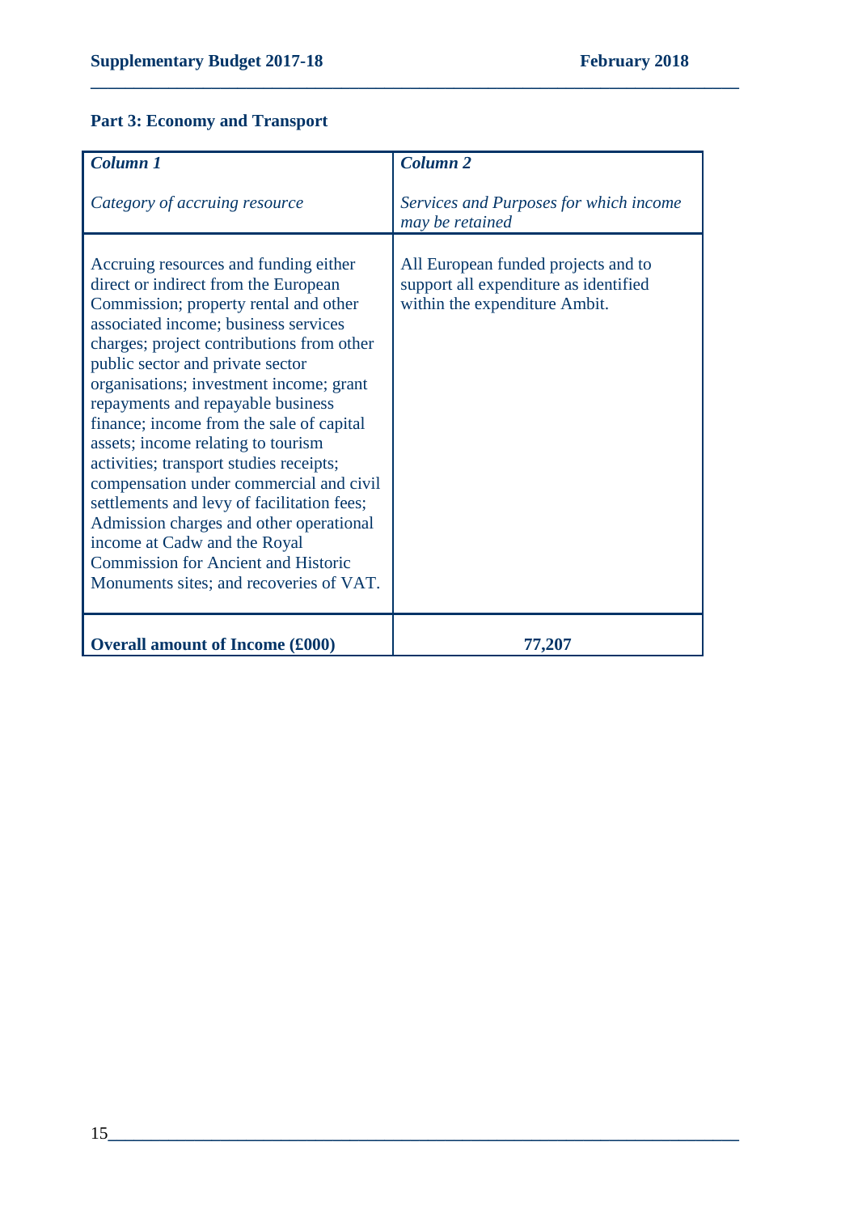## Part 3: Economy and Transport

| *Column 1*<br><br>*Category of accruing resource* | *Column 2*<br><br>*Services and Purposes for which income may be retained* |
|---|---|
| Accruing resources and funding either direct or indirect from the European Commission; property rental and other associated income; business services charges; project contributions from other public sector and private sector organisations; investment income; grant repayments and repayable business finance; income from the sale of capital assets; income relating to tourism activities; transport studies receipts; compensation under commercial and civil settlements and levy of facilitation fees; Admission charges and other operational income at Cadw and the Royal Commission for Ancient and Historic Monuments sites; and recoveries of VAT. | All European funded projects and to support all expenditure as identified within the expenditure Ambit. |
| **Overall amount of Income (£000)** | **77,207** |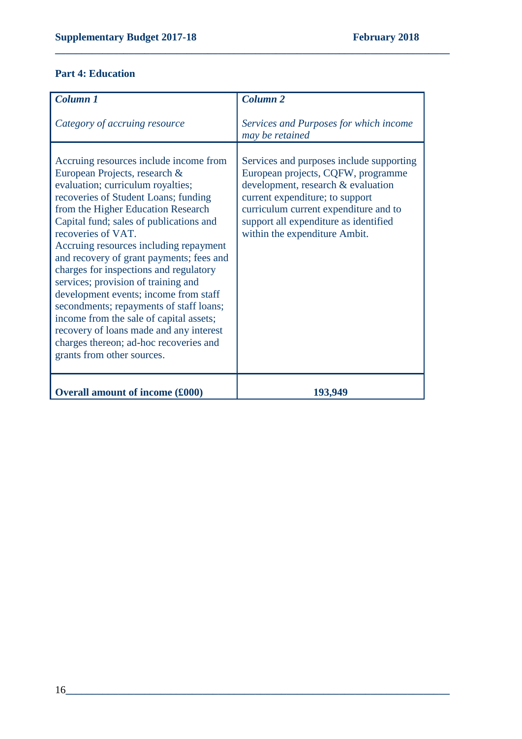**Part 4: Education**

| *Column 1*<br><br>*Category of accruing resource* | *Column 2*<br><br>*Services and Purposes for which income may be retained* |
|---|---|
| Accruing resources include income from European Projects, research & evaluation; curriculum royalties; recoveries of Student Loans; funding from the Higher Education Research Capital fund; sales of publications and recoveries of VAT.<br>Accruing resources including repayment and recovery of grant payments; fees and charges for inspections and regulatory services; provision of training and development events; income from staff secondments; repayments of staff loans; income from the sale of capital assets; recovery of loans made and any interest charges thereon; ad-hoc recoveries and grants from other sources. | Services and purposes include supporting European projects, CQFW, programme development, research & evaluation current expenditure; to support curriculum current expenditure and to support all expenditure as identified within the expenditure Ambit. |
| **Overall amount of income (£000)** | **193,949** |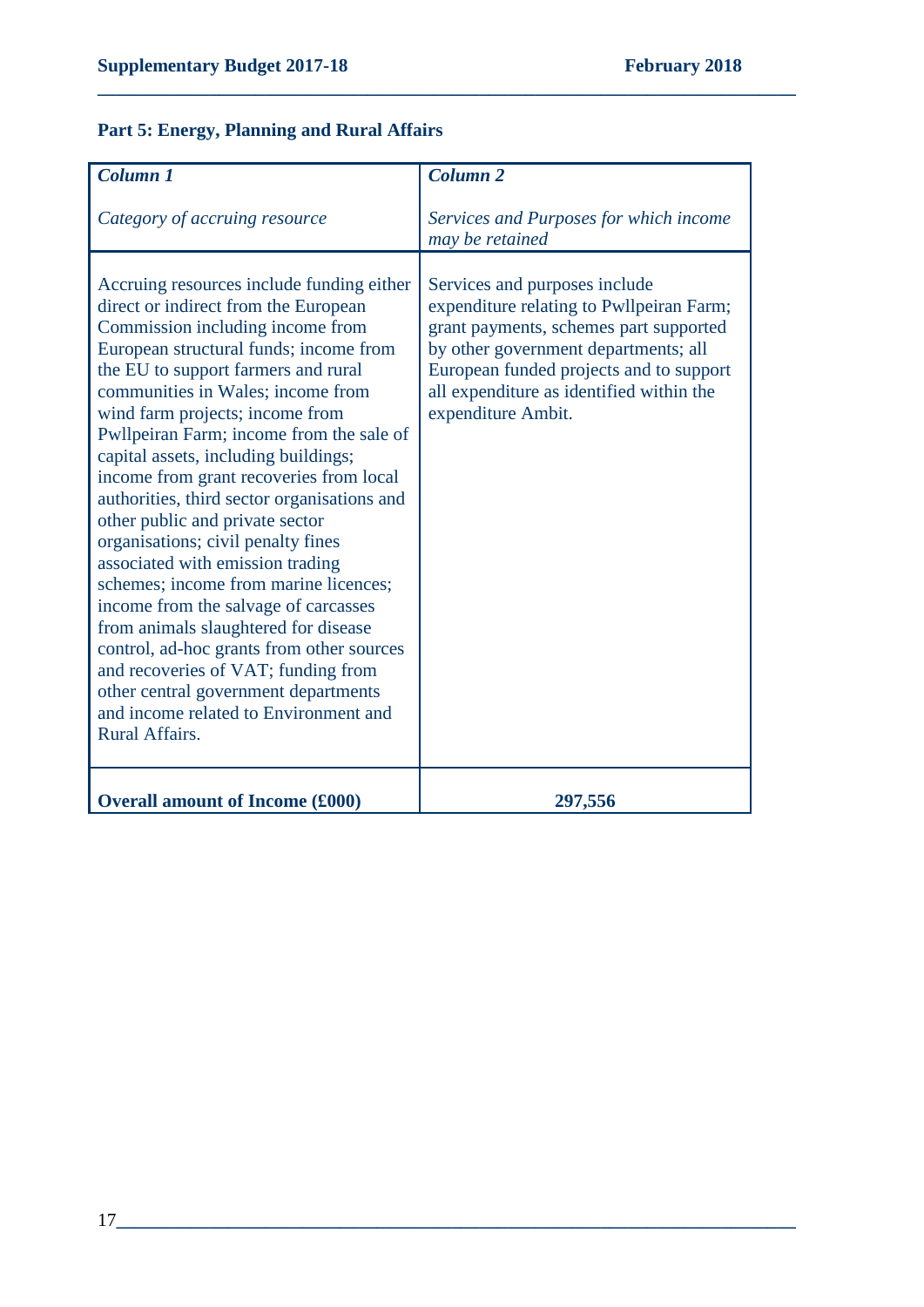**Part 5: Energy, Planning and Rural Affairs**

| *Column 1*<br><br>*Category of accruing resource* | *Column 2*<br><br>*Services and Purposes for which income may be retained* |
|---|---|
| Accruing resources include funding either direct or indirect from the European Commission including income from European structural funds; income from the EU to support farmers and rural communities in Wales; income from wind farm projects; income from Pwllpeiran Farm; income from the sale of capital assets, including buildings; income from grant recoveries from local authorities, third sector organisations and other public and private sector organisations; civil penalty fines associated with emission trading schemes; income from marine licences; income from the salvage of carcasses from animals slaughtered for disease control, ad-hoc grants from other sources and recoveries of VAT; funding from other central government departments and income related to Environment and Rural Affairs. | Services and purposes include expenditure relating to Pwllpeiran Farm; grant payments, schemes part supported by other government departments; all European funded projects and to support all expenditure as identified within the expenditure Ambit. |
| **Overall amount of Income (£000)** | **297,556** |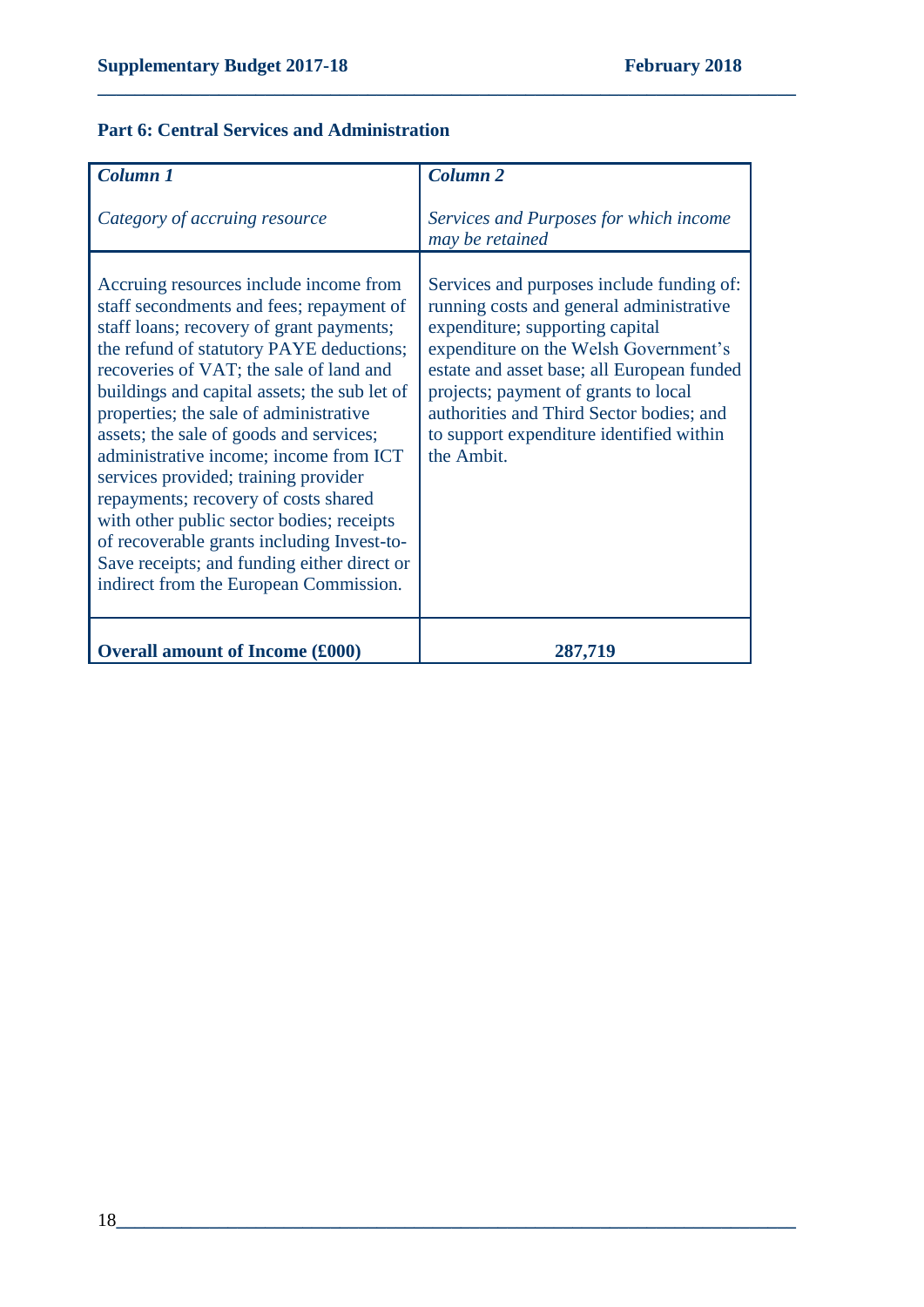## Part 6: Central Services and Administration

| *Column 1*<br><br>*Category of accruing resource* | *Column 2*<br><br>*Services and Purposes for which income may be retained* |
|---|---|
| Accruing resources include income from staff secondments and fees; repayment of staff loans; recovery of grant payments; the refund of statutory PAYE deductions; recoveries of VAT; the sale of land and buildings and capital assets; the sub let of properties; the sale of administrative assets; the sale of goods and services; administrative income; income from ICT services provided; training provider repayments; recovery of costs shared with other public sector bodies; receipts of recoverable grants including Invest-to-Save receipts; and funding either direct or indirect from the European Commission. | Services and purposes include funding of: running costs and general administrative expenditure; supporting capital expenditure on the Welsh Government's estate and asset base; all European funded projects; payment of grants to local authorities and Third Sector bodies; and to support expenditure identified within the Ambit. |
| **Overall amount of Income (£000)** | **287,719** |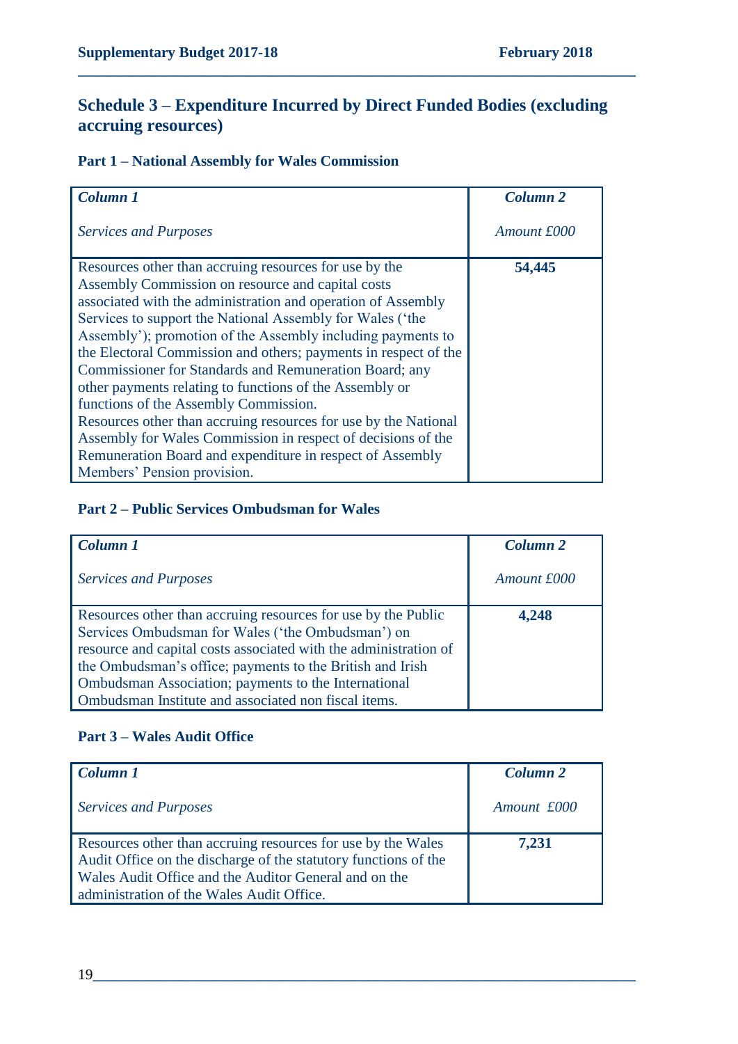## Schedule 3 – Expenditure Incurred by Direct Funded Bodies (excluding accruing resources)

### Part 1 – National Assembly for Wales Commission

| *Column 1*<br><br>*Services and Purposes* | *Column 2*<br><br>*Amount £000* |
|---|---|
| Resources other than accruing resources for use by the Assembly Commission on resource and capital costs associated with the administration and operation of Assembly Services to support the National Assembly for Wales ('the Assembly'); promotion of the Assembly including payments to the Electoral Commission and others; payments in respect of the Commissioner for Standards and Remuneration Board; any other payments relating to functions of the Assembly or functions of the Assembly Commission.<br>Resources other than accruing resources for use by the National Assembly for Wales Commission in respect of decisions of the Remuneration Board and expenditure in respect of Assembly Members' Pension provision. | **54,445** |

### Part 2 – Public Services Ombudsman for Wales

| *Column 1*<br><br>*Services and Purposes* | *Column 2*<br><br>*Amount £000* |
|---|---|
| Resources other than accruing resources for use by the Public Services Ombudsman for Wales ('the Ombudsman') on resource and capital costs associated with the administration of the Ombudsman's office; payments to the British and Irish Ombudsman Association; payments to the International Ombudsman Institute and associated non fiscal items. | **4,248** |

### Part 3 – Wales Audit Office

| *Column 1*<br><br>*Services and Purposes* | *Column 2*<br><br>*Amount £000* |
|---|---|
| Resources other than accruing resources for use by the Wales Audit Office on the discharge of the statutory functions of the Wales Audit Office and the Auditor General and on the administration of the Wales Audit Office. | **7,231** |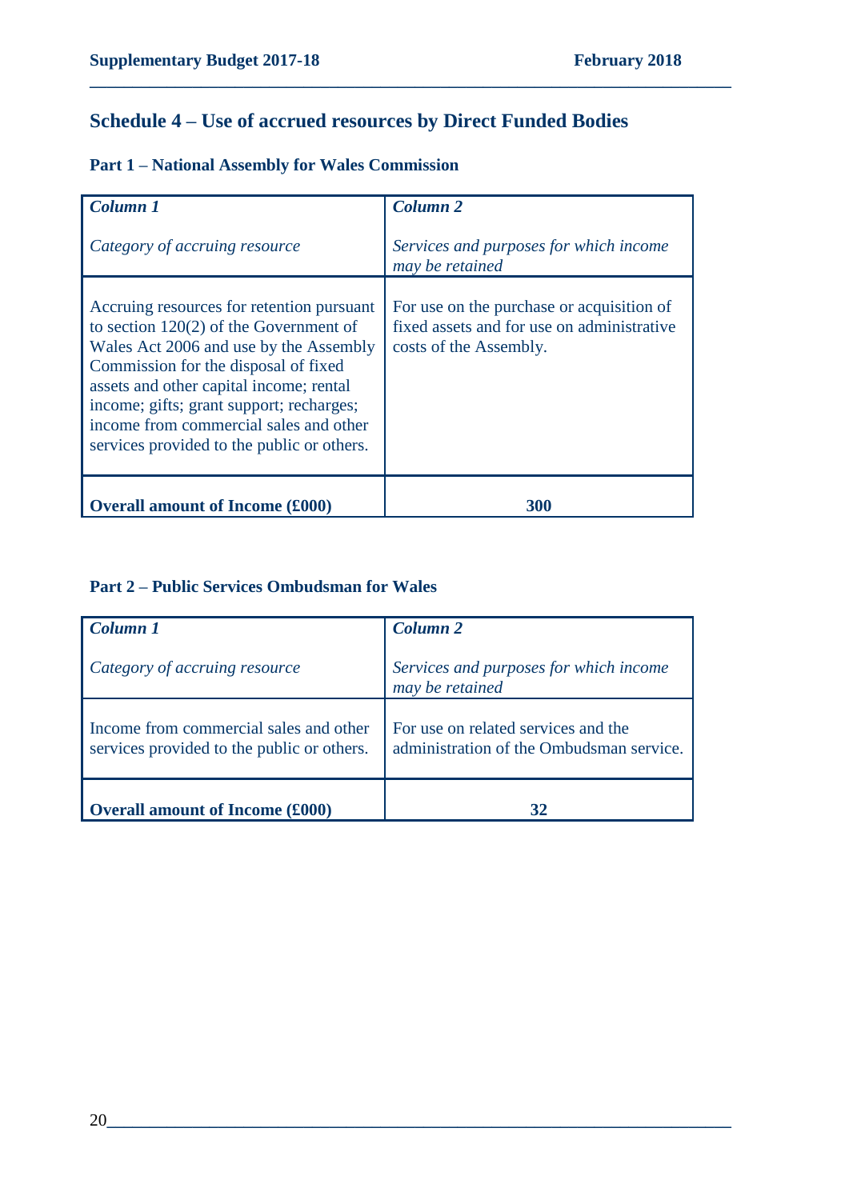## Schedule 4 – Use of accrued resources by Direct Funded Bodies

### Part 1 – National Assembly for Wales Commission

| ***Column 1***<br><br>*Category of accruing resource* | ***Column 2***<br><br>*Services and purposes for which income may be retained* |
|---|---|
| Accruing resources for retention pursuant to section 120(2) of the Government of Wales Act 2006 and use by the Assembly Commission for the disposal of fixed assets and other capital income; rental income; gifts; grant support; recharges; income from commercial sales and other services provided to the public or others. | For use on the purchase or acquisition of fixed assets and for use on administrative costs of the Assembly. |
| **Overall amount of Income (£000)** | **300** |

### Part 2 – Public Services Ombudsman for Wales

| ***Column 1***<br><br>*Category of accruing resource* | ***Column 2***<br><br>*Services and purposes for which income may be retained* |
|---|---|
| Income from commercial sales and other services provided to the public or others. | For use on related services and the administration of the Ombudsman service. |
| **Overall amount of Income (£000)** | **32** |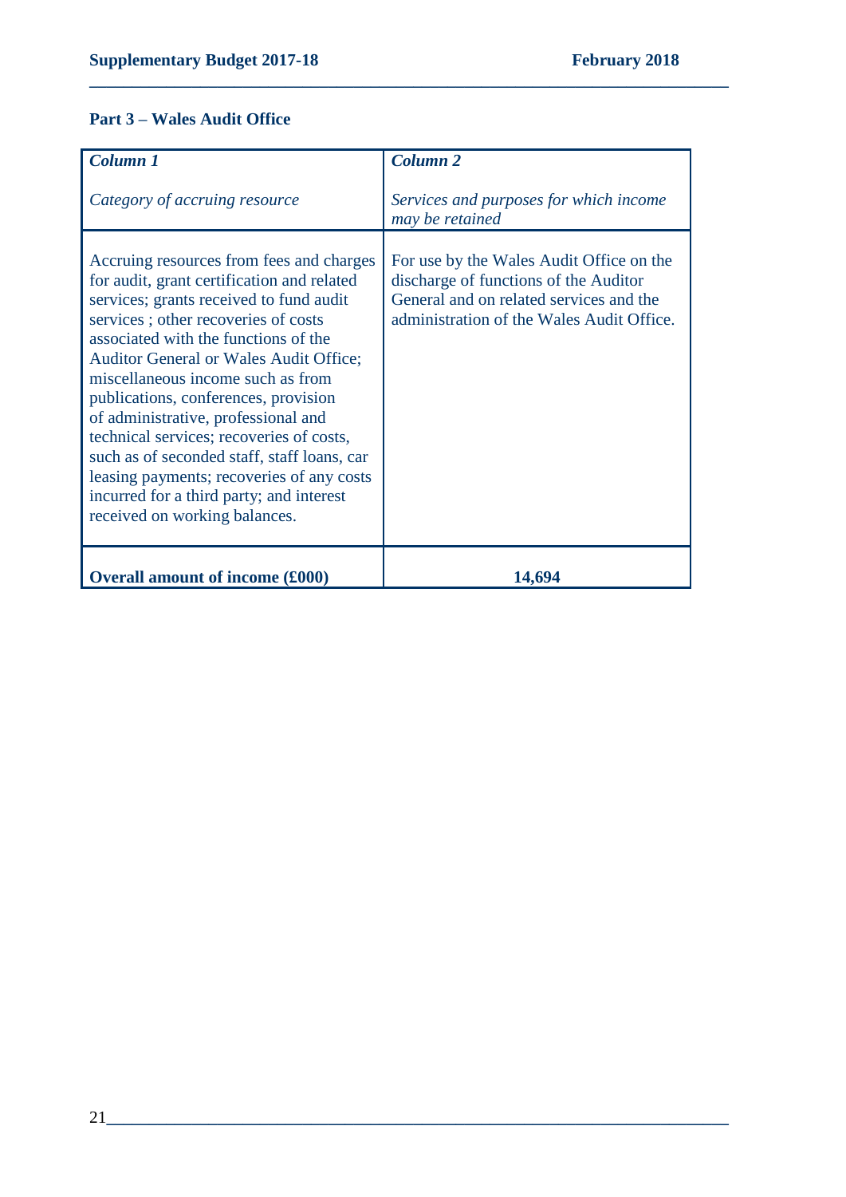**Part 3 – Wales Audit Office**

| *Column 1*<br><br>*Category of accruing resource* | *Column 2*<br><br>*Services and purposes for which income may be retained* |
|---|---|
| Accruing resources from fees and charges for audit, grant certification and related services; grants received to fund audit services ; other recoveries of costs associated with the functions of the Auditor General or Wales Audit Office; miscellaneous income such as from publications, conferences, provision of administrative, professional and technical services; recoveries of costs, such as of seconded staff, staff loans, car leasing payments; recoveries of any costs incurred for a third party; and interest received on working balances. | For use by the Wales Audit Office on the discharge of functions of the Auditor General and on related services and the administration of the Wales Audit Office. |
| **Overall amount of income (£000)** | **14,694** |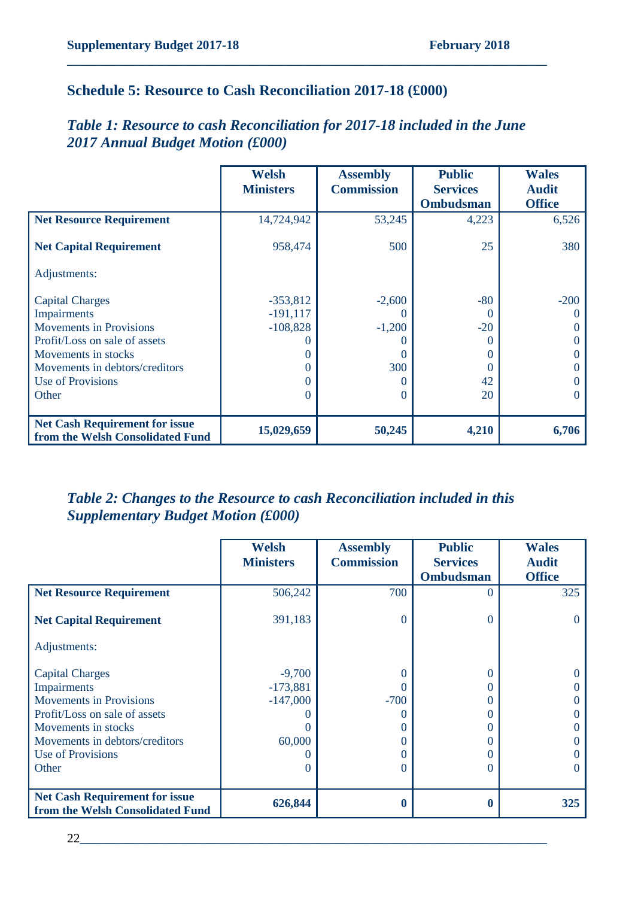## Schedule 5: Resource to Cash Reconciliation 2017-18 (£000)

### *Table 1: Resource to cash Reconciliation for 2017-18 included in the June 2017 Annual Budget Motion (£000)*

| | Welsh Ministers | Assembly Commission | Public Services Ombudsman | Wales Audit Office |
|---|---|---|---|---|
| **Net Resource Requirement** | 14,724,942 | 53,245 | 4,223 | 6,526 |
| **Net Capital Requirement** | 958,474 | 500 | 25 | 380 |
| Adjustments: | | | | |
| Capital Charges | -353,812 | -2,600 | -80 | -200 |
| Impairments | -191,117 | 0 | 0 | 0 |
| Movements in Provisions | -108,828 | -1,200 | -20 | 0 |
| Profit/Loss on sale of assets | 0 | 0 | 0 | 0 |
| Movements in stocks | 0 | 0 | 0 | 0 |
| Movements in debtors/creditors | 0 | 300 | 0 | 0 |
| Use of Provisions | 0 | 0 | 42 | 0 |
| Other | 0 | 0 | 20 | 0 |
| **Net Cash Requirement for issue from the Welsh Consolidated Fund** | **15,029,659** | **50,245** | **4,210** | **6,706** |

### *Table 2: Changes to the Resource to cash Reconciliation included in this Supplementary Budget Motion (£000)*

| | Welsh Ministers | Assembly Commission | Public Services Ombudsman | Wales Audit Office |
|---|---|---|---|---|
| **Net Resource Requirement** | 506,242 | 700 | 0 | 325 |
| **Net Capital Requirement** | 391,183 | 0 | 0 | 0 |
| Adjustments: | | | | |
| Capital Charges | -9,700 | 0 | 0 | 0 |
| Impairments | -173,881 | 0 | 0 | 0 |
| Movements in Provisions | -147,000 | -700 | 0 | 0 |
| Profit/Loss on sale of assets | 0 | 0 | 0 | 0 |
| Movements in stocks | 0 | 0 | 0 | 0 |
| Movements in debtors/creditors | 60,000 | 0 | 0 | 0 |
| Use of Provisions | 0 | 0 | 0 | 0 |
| Other | 0 | 0 | 0 | 0 |
| **Net Cash Requirement for issue from the Welsh Consolidated Fund** | **626,844** | **0** | **0** | **325** |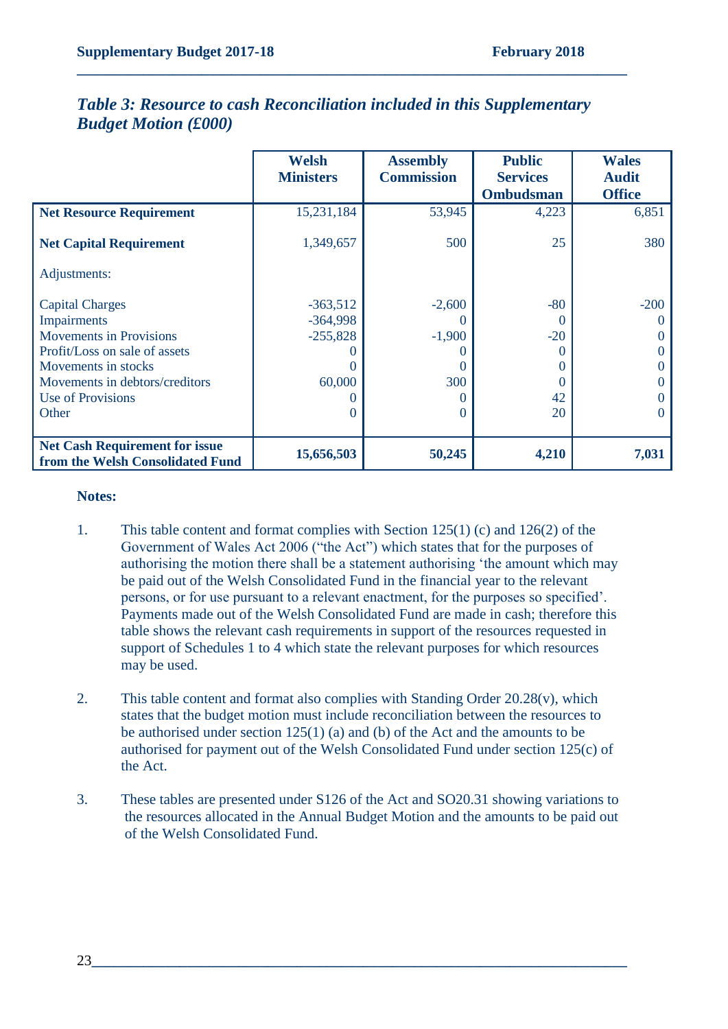### *Table 3: Resource to cash Reconciliation included in this Supplementary Budget Motion (£000)*

| | Welsh Ministers | Assembly Commission | Public Services Ombudsman | Wales Audit Office |
|---|---|---|---|---|
| **Net Resource Requirement** | 15,231,184 | 53,945 | 4,223 | 6,851 |
| **Net Capital Requirement** | 1,349,657 | 500 | 25 | 380 |
| Adjustments: | | | | |
| Capital Charges | -363,512 | -2,600 | -80 | -200 |
| Impairments | -364,998 | 0 | 0 | 0 |
| Movements in Provisions | -255,828 | -1,900 | -20 | 0 |
| Profit/Loss on sale of assets | 0 | 0 | 0 | 0 |
| Movements in stocks | 0 | 0 | 0 | 0 |
| Movements in debtors/creditors | 60,000 | 300 | 0 | 0 |
| Use of Provisions | 0 | 0 | 42 | 0 |
| Other | 0 | 0 | 20 | 0 |
| **Net Cash Requirement for issue from the Welsh Consolidated Fund** | **15,656,503** | **50,245** | **4,210** | **7,031** |

**Notes:**

1. This table content and format complies with Section 125(1) (c) and 126(2) of the Government of Wales Act 2006 ("the Act") which states that for the purposes of authorising the motion there shall be a statement authorising 'the amount which may be paid out of the Welsh Consolidated Fund in the financial year to the relevant persons, or for use pursuant to a relevant enactment, for the purposes so specified'. Payments made out of the Welsh Consolidated Fund are made in cash; therefore this table shows the relevant cash requirements in support of the resources requested in support of Schedules 1 to 4 which state the relevant purposes for which resources may be used.

2. This table content and format also complies with Standing Order 20.28(v), which states that the budget motion must include reconciliation between the resources to be authorised under section 125(1) (a) and (b) of the Act and the amounts to be authorised for payment out of the Welsh Consolidated Fund under section 125(c) of the Act.

3. These tables are presented under S126 of the Act and SO20.31 showing variations to the resources allocated in the Annual Budget Motion and the amounts to be paid out of the Welsh Consolidated Fund.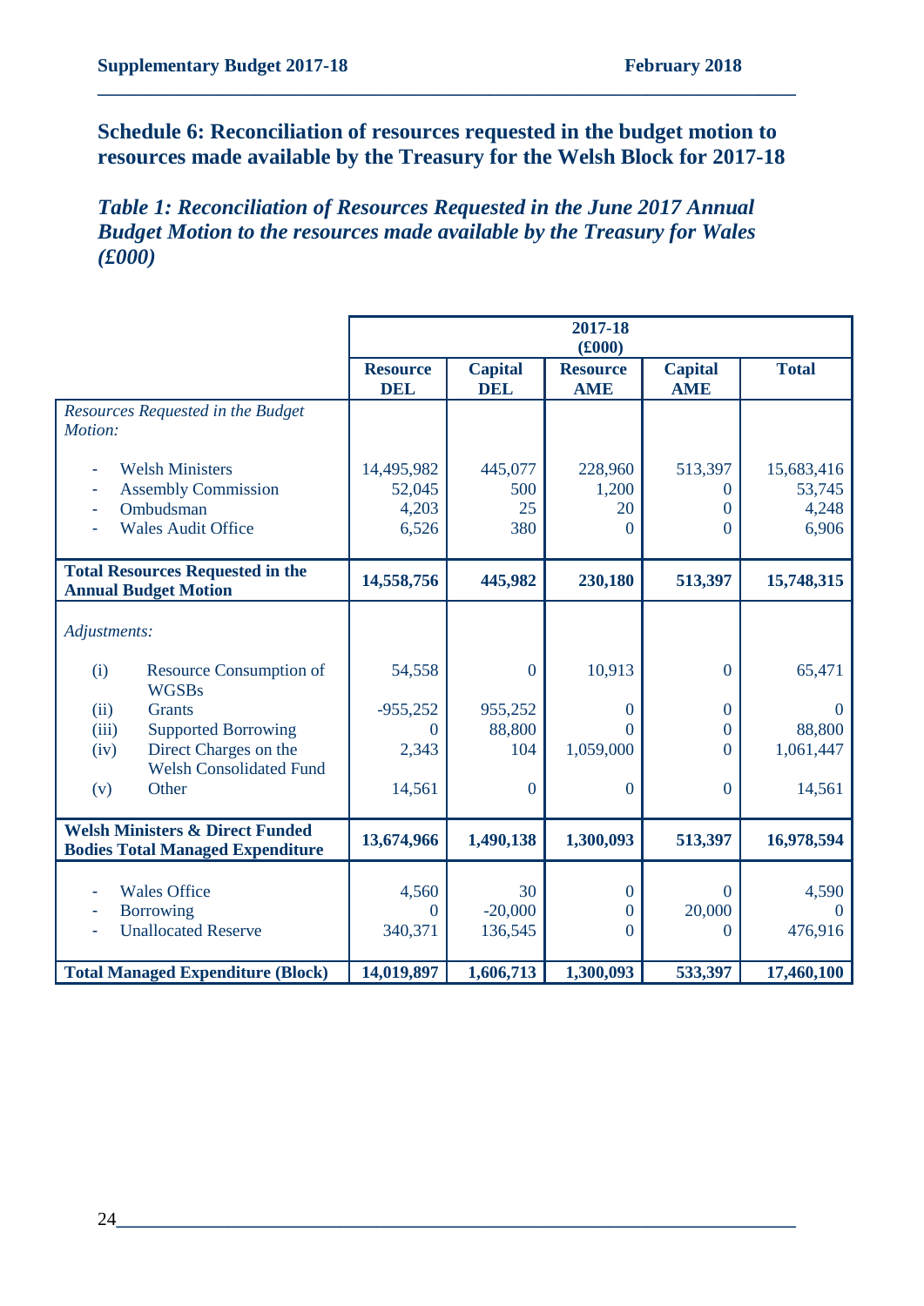## Schedule 6: Reconciliation of resources requested in the budget motion to resources made available by the Treasury for the Welsh Block for 2017-18

### *Table 1: Reconciliation of Resources Requested in the June 2017 Annual Budget Motion to the resources made available by the Treasury for Wales (£000)*

| | 2017-18 (£000) | | | | |
|---|---|---|---|---|---|
| | **Resource DEL** | **Capital DEL** | **Resource AME** | **Capital AME** | **Total** |
| *Resources Requested in the Budget Motion:* | | | | | |
| - Welsh Ministers | 14,495,982 | 445,077 | 228,960 | 513,397 | 15,683,416 |
| - Assembly Commission | 52,045 | 500 | 1,200 | 0 | 53,745 |
| - Ombudsman | 4,203 | 25 | 20 | 0 | 4,248 |
| - Wales Audit Office | 6,526 | 380 | 0 | 0 | 6,906 |
| **Total Resources Requested in the Annual Budget Motion** | **14,558,756** | **445,982** | **230,180** | **513,397** | **15,748,315** |
| *Adjustments:* | | | | | |
| (i) Resource Consumption of WGSBs | 54,558 | 0 | 10,913 | 0 | 65,471 |
| (ii) Grants | -955,252 | 955,252 | 0 | 0 | 0 |
| (iii) Supported Borrowing | 0 | 88,800 | 0 | 0 | 88,800 |
| (iv) Direct Charges on the Welsh Consolidated Fund | 2,343 | 104 | 1,059,000 | 0 | 1,061,447 |
| (v) Other | 14,561 | 0 | 0 | 0 | 14,561 |
| **Welsh Ministers & Direct Funded Bodies Total Managed Expenditure** | **13,674,966** | **1,490,138** | **1,300,093** | **513,397** | **16,978,594** |
| - Wales Office | 4,560 | 30 | 0 | 0 | 4,590 |
| - Borrowing | 0 | -20,000 | 0 | 20,000 | 0 |
| - Unallocated Reserve | 340,371 | 136,545 | 0 | 0 | 476,916 |
| **Total Managed Expenditure (Block)** | **14,019,897** | **1,606,713** | **1,300,093** | **533,397** | **17,460,100** |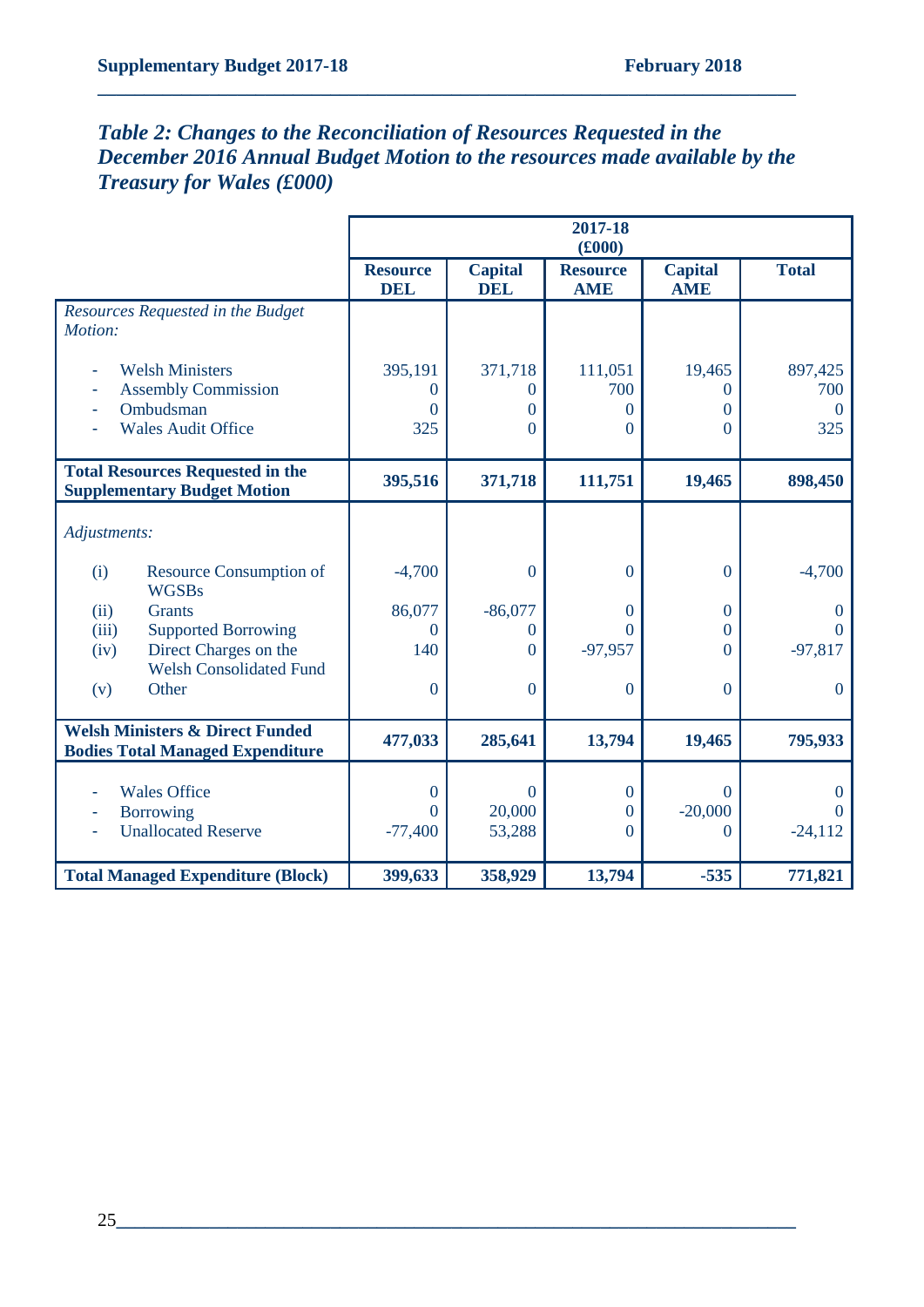### *Table 2: Changes to the Reconciliation of Resources Requested in the December 2016 Annual Budget Motion to the resources made available by the Treasury for Wales (£000)*

| | 2017-18 (£000) | | | | |
|---|---|---|---|---|---|
| | **Resource DEL** | **Capital DEL** | **Resource AME** | **Capital AME** | **Total** |
| *Resources Requested in the Budget Motion:* | | | | | |
| - Welsh Ministers | 395,191 | 371,718 | 111,051 | 19,465 | 897,425 |
| - Assembly Commission | 0 | 0 | 700 | 0 | 700 |
| - Ombudsman | 0 | 0 | 0 | 0 | 0 |
| - Wales Audit Office | 325 | 0 | 0 | 0 | 325 |
| **Total Resources Requested in the Supplementary Budget Motion** | **395,516** | **371,718** | **111,751** | **19,465** | **898,450** |
| *Adjustments:* | | | | | |
| (i) Resource Consumption of WGSBs | -4,700 | 0 | 0 | 0 | -4,700 |
| (ii) Grants | 86,077 | -86,077 | 0 | 0 | 0 |
| (iii) Supported Borrowing | 0 | 0 | 0 | 0 | 0 |
| (iv) Direct Charges on the Welsh Consolidated Fund | 140 | 0 | -97,957 | 0 | -97,817 |
| (v) Other | 0 | 0 | 0 | 0 | 0 |
| **Welsh Ministers & Direct Funded Bodies Total Managed Expenditure** | **477,033** | **285,641** | **13,794** | **19,465** | **795,933** |
| - Wales Office | 0 | 0 | 0 | 0 | 0 |
| - Borrowing | 0 | 20,000 | 0 | -20,000 | 0 |
| - Unallocated Reserve | -77,400 | 53,288 | 0 | 0 | -24,112 |
| **Total Managed Expenditure (Block)** | **399,633** | **358,929** | **13,794** | **-535** | **771,821** |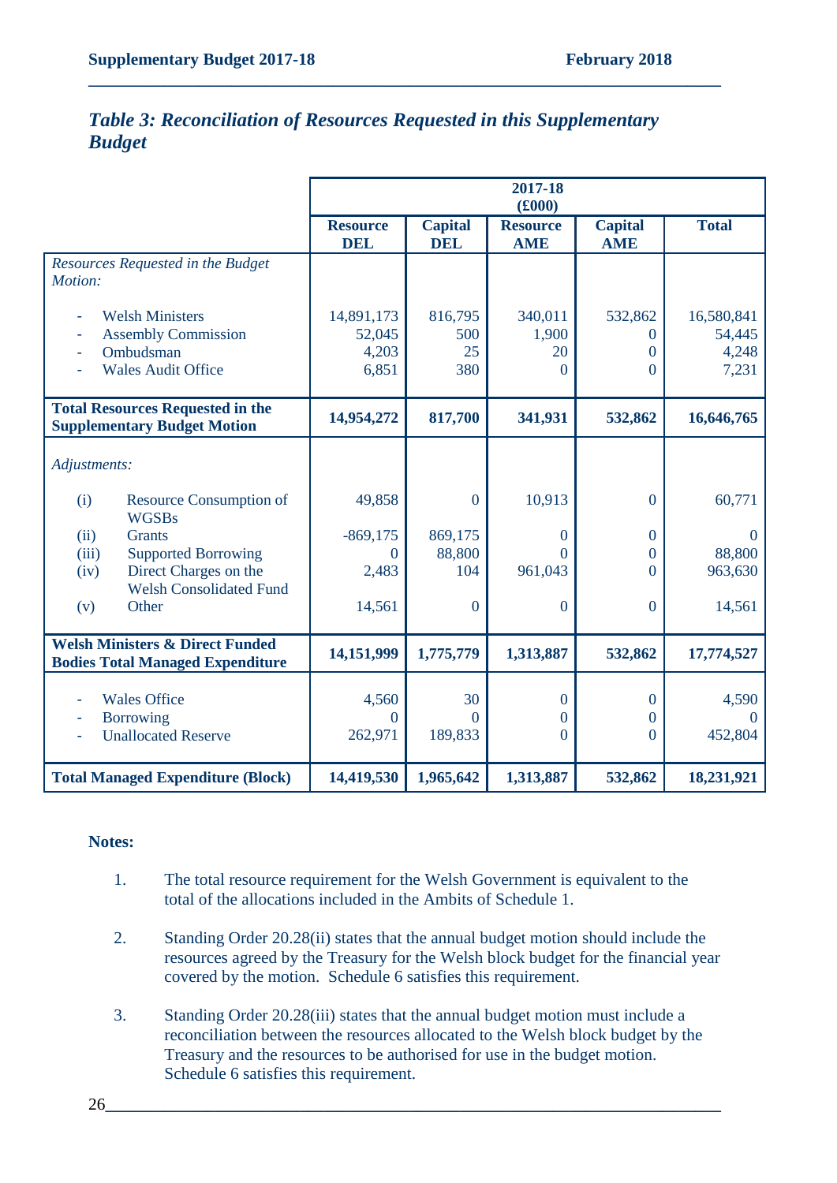## *Table 3: Reconciliation of Resources Requested in this Supplementary Budget*

| | 2017-18 (£000) | | | | |
|---|---|---|---|---|---|
| | **Resource DEL** | **Capital DEL** | **Resource AME** | **Capital AME** | **Total** |
| *Resources Requested in the Budget Motion:* | | | | | |
| - Welsh Ministers | 14,891,173 | 816,795 | 340,011 | 532,862 | 16,580,841 |
| - Assembly Commission | 52,045 | 500 | 1,900 | 0 | 54,445 |
| - Ombudsman | 4,203 | 25 | 20 | 0 | 4,248 |
| - Wales Audit Office | 6,851 | 380 | 0 | 0 | 7,231 |
| **Total Resources Requested in the Supplementary Budget Motion** | **14,954,272** | **817,700** | **341,931** | **532,862** | **16,646,765** |
| *Adjustments:* | | | | | |
| (i) Resource Consumption of WGSBs | 49,858 | 0 | 10,913 | 0 | 60,771 |
| (ii) Grants | -869,175 | 869,175 | 0 | 0 | 0 |
| (iii) Supported Borrowing | 0 | 88,800 | 0 | 0 | 88,800 |
| (iv) Direct Charges on the Welsh Consolidated Fund | 2,483 | 104 | 961,043 | 0 | 963,630 |
| (v) Other | 14,561 | 0 | 0 | 0 | 14,561 |
| **Welsh Ministers & Direct Funded Bodies Total Managed Expenditure** | **14,151,999** | **1,775,779** | **1,313,887** | **532,862** | **17,774,527** |
| - Wales Office | 4,560 | 30 | 0 | 0 | 4,590 |
| - Borrowing | 0 | 0 | 0 | 0 | 0 |
| - Unallocated Reserve | 262,971 | 189,833 | 0 | 0 | 452,804 |
| **Total Managed Expenditure (Block)** | **14,419,530** | **1,965,642** | **1,313,887** | **532,862** | **18,231,921** |

**Notes:**

1. The total resource requirement for the Welsh Government is equivalent to the total of the allocations included in the Ambits of Schedule 1.

2. Standing Order 20.28(ii) states that the annual budget motion should include the resources agreed by the Treasury for the Welsh block budget for the financial year covered by the motion. Schedule 6 satisfies this requirement.

3. Standing Order 20.28(iii) states that the annual budget motion must include a reconciliation between the resources allocated to the Welsh block budget by the Treasury and the resources to be authorised for use in the budget motion. Schedule 6 satisfies this requirement.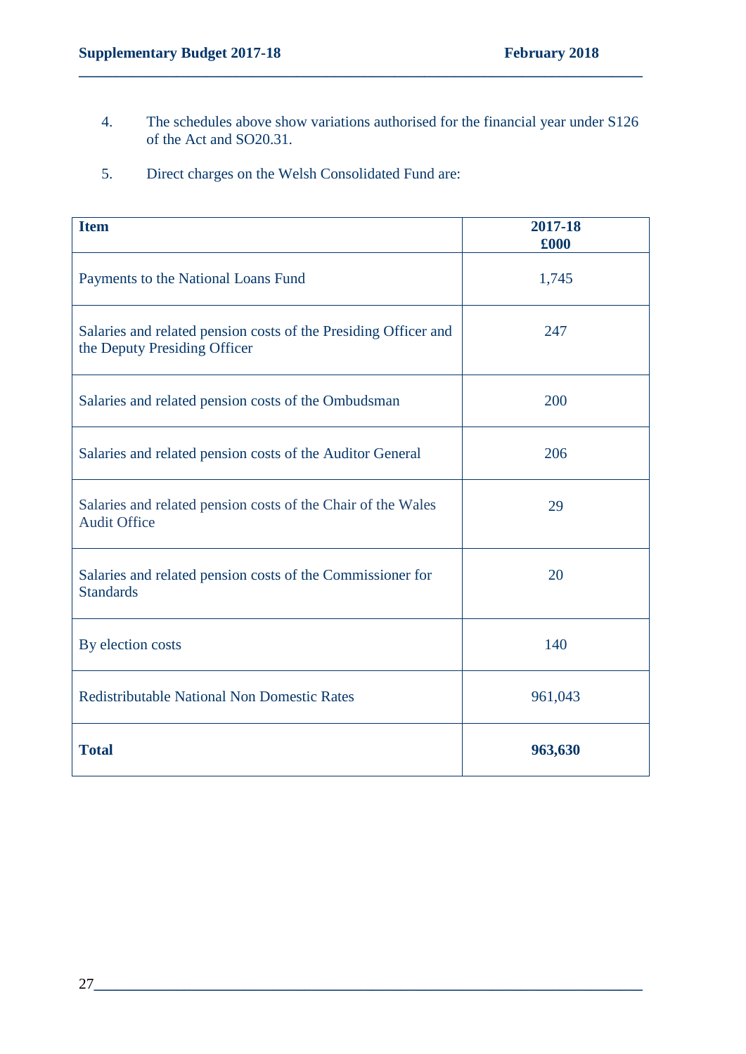4. The schedules above show variations authorised for the financial year under S126 of the Act and SO20.31.

5. Direct charges on the Welsh Consolidated Fund are:

| **Item** | **2017-18 £000** |
|---|---|
| Payments to the National Loans Fund | 1,745 |
| Salaries and related pension costs of the Presiding Officer and the Deputy Presiding Officer | 247 |
| Salaries and related pension costs of the Ombudsman | 200 |
| Salaries and related pension costs of the Auditor General | 206 |
| Salaries and related pension costs of the Chair of the Wales Audit Office | 29 |
| Salaries and related pension costs of the Commissioner for Standards | 20 |
| By election costs | 140 |
| Redistributable National Non Domestic Rates | 961,043 |
| **Total** | **963,630** |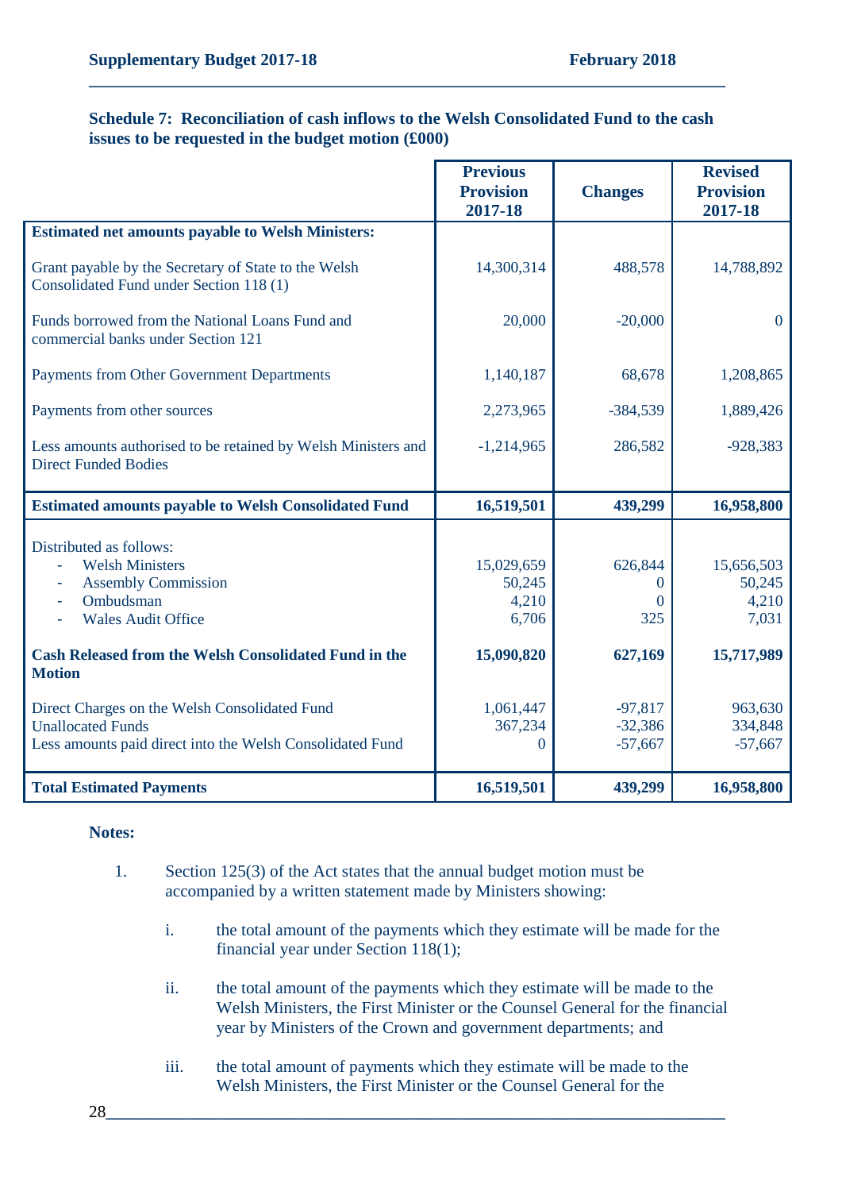**Schedule 7: Reconciliation of cash inflows to the Welsh Consolidated Fund to the cash issues to be requested in the budget motion (£000)**

| | Previous Provision 2017-18 | Changes | Revised Provision 2017-18 |
|---|---|---|---|
| **Estimated net amounts payable to Welsh Ministers:** | | | |
| Grant payable by the Secretary of State to the Welsh Consolidated Fund under Section 118 (1) | 14,300,314 | 488,578 | 14,788,892 |
| Funds borrowed from the National Loans Fund and commercial banks under Section 121 | 20,000 | -20,000 | 0 |
| Payments from Other Government Departments | 1,140,187 | 68,678 | 1,208,865 |
| Payments from other sources | 2,273,965 | -384,539 | 1,889,426 |
| Less amounts authorised to be retained by Welsh Ministers and Direct Funded Bodies | -1,214,965 | 286,582 | -928,383 |
| **Estimated amounts payable to Welsh Consolidated Fund** | **16,519,501** | **439,299** | **16,958,800** |
| Distributed as follows: | | | |
| - Welsh Ministers | 15,029,659 | 626,844 | 15,656,503 |
| - Assembly Commission | 50,245 | 0 | 50,245 |
| - Ombudsman | 4,210 | 0 | 4,210 |
| - Wales Audit Office | 6,706 | 325 | 7,031 |
| **Cash Released from the Welsh Consolidated Fund in the Motion** | **15,090,820** | **627,169** | **15,717,989** |
| Direct Charges on the Welsh Consolidated Fund | 1,061,447 | -97,817 | 963,630 |
| Unallocated Funds | 367,234 | -32,386 | 334,848 |
| Less amounts paid direct into the Welsh Consolidated Fund | 0 | -57,667 | -57,667 |
| **Total Estimated Payments** | **16,519,501** | **439,299** | **16,958,800** |

**Notes:**

1. Section 125(3) of the Act states that the annual budget motion must be accompanied by a written statement made by Ministers showing:

    i. the total amount of the payments which they estimate will be made for the financial year under Section 118(1);

    ii. the total amount of the payments which they estimate will be made to the Welsh Ministers, the First Minister or the Counsel General for the financial year by Ministers of the Crown and government departments; and

    iii. the total amount of payments which they estimate will be made to the Welsh Ministers, the First Minister or the Counsel General for the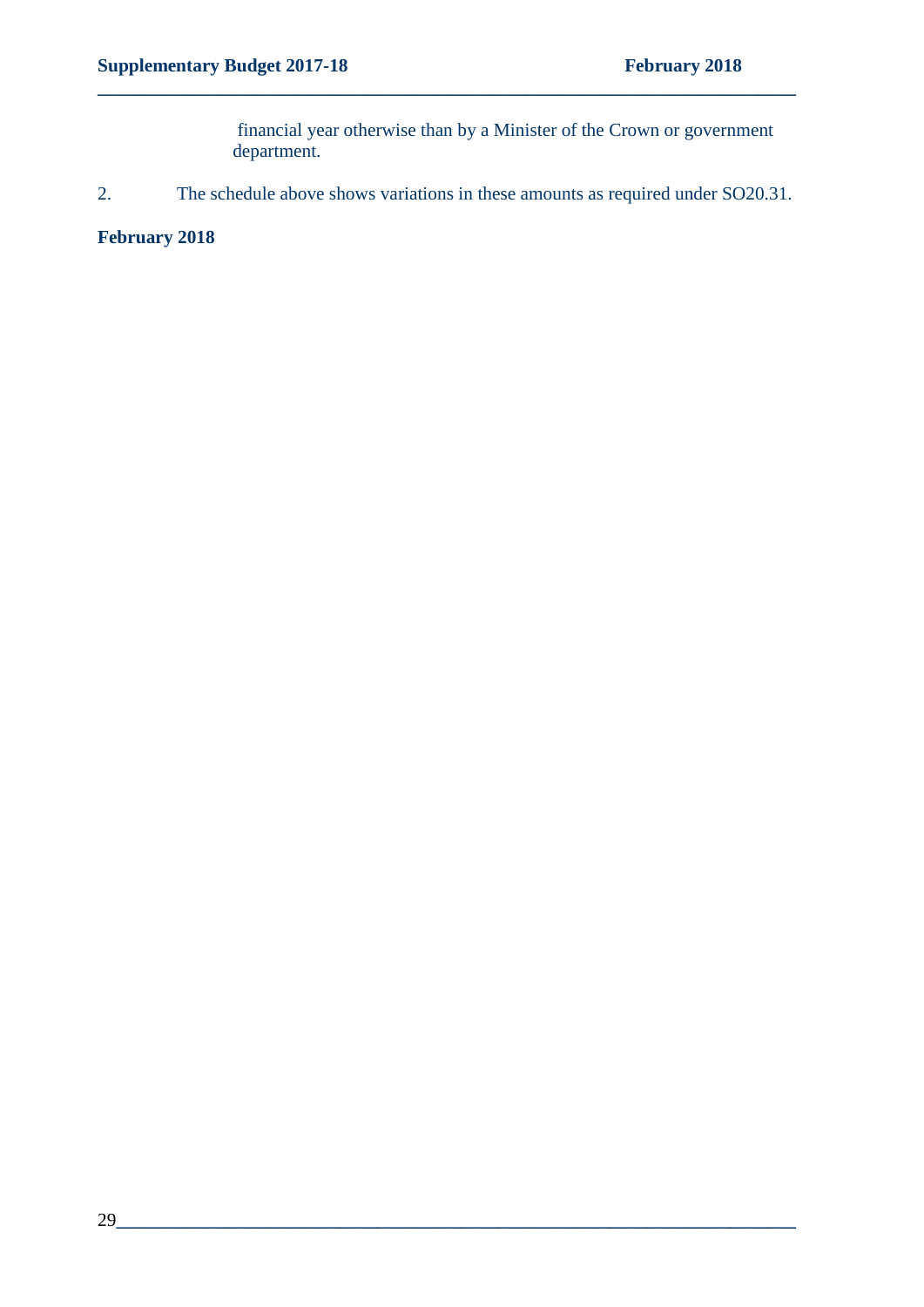financial year otherwise than by a Minister of the Crown or government department.

2. The schedule above shows variations in these amounts as required under SO20.31.

**February 2018**